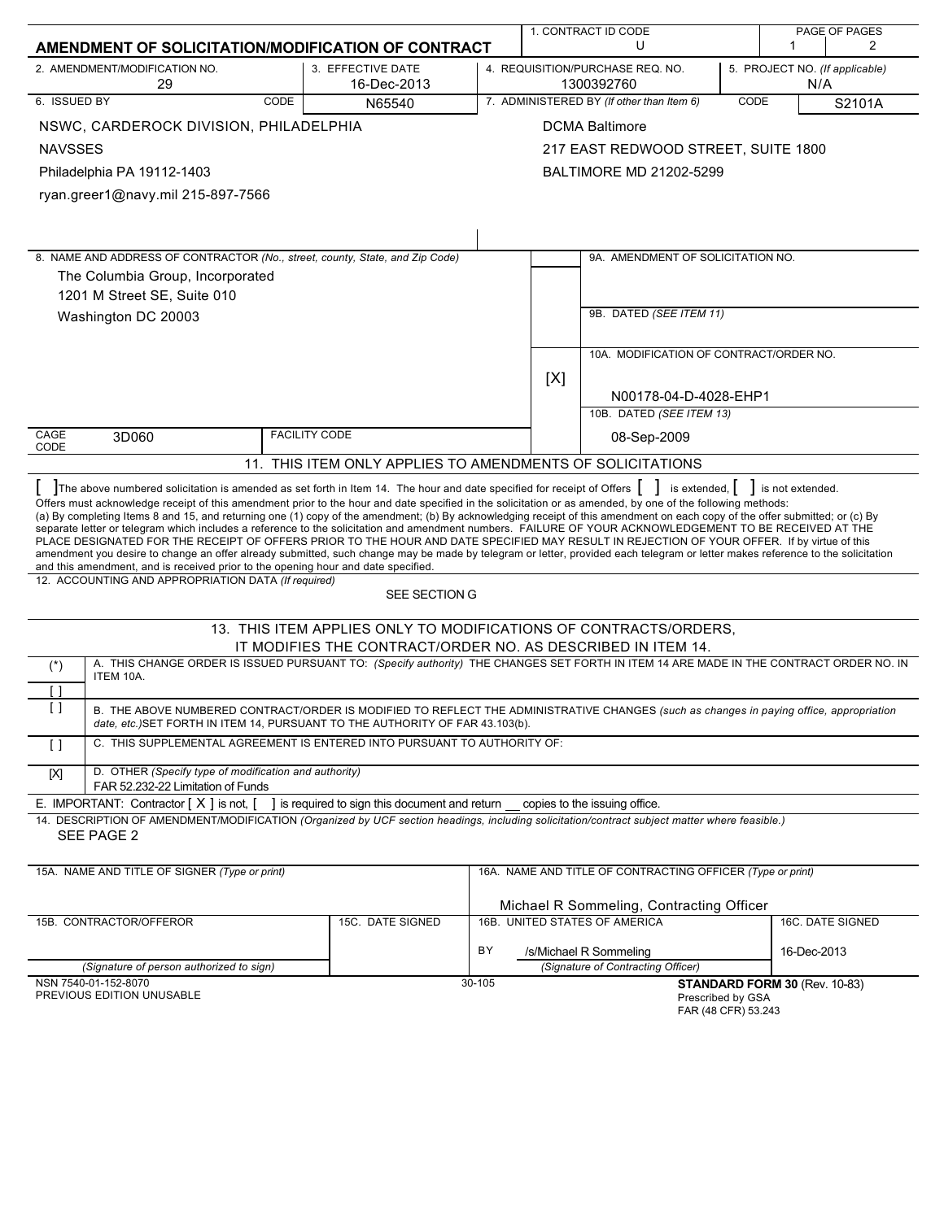# AMENDMENT OF SOLICITATION/MODIFICATION OF CONTRACT

| 1. CONTRACT ID CODE | PAGE OF PAGES |
|---|---|
| U | 1 &nbsp; 2 |

| 2. AMENDMENT/MODIFICATION NO. | 3. EFFECTIVE DATE | 4. REQUISITION/PURCHASE REQ. NO. | 5. PROJECT NO. *(If applicable)* |
|---|---|---|---|
| 29 | 16-Dec-2013 | 1300392760 | N/A |

| 6. ISSUED BY | CODE N65540 | 7. ADMINISTERED BY *(If other than Item 6)* | CODE S2101A |
|---|---|---|---|
| NSWC, CARDEROCK DIVISION, PHILADELPHIA<br>NAVSSES<br>Philadelphia PA 19112-1403<br>ryan.greer1@navy.mil 215-897-7566 | | DCMA Baltimore<br>217 EAST REDWOOD STREET, SUITE 1800<br>BALTIMORE MD 21202-5299 | |

**8. NAME AND ADDRESS OF CONTRACTOR** *(No., street, county, State, and Zip Code)*

The Columbia Group, Incorporated
1201 M Street SE, Suite 010
Washington DC 20003

CAGE CODE: 3D060 &nbsp;&nbsp; FACILITY CODE:

9A. AMENDMENT OF SOLICITATION NO.

9B. DATED *(SEE ITEM 11)*

[X] 10A. MODIFICATION OF CONTRACT/ORDER NO.
N00178-04-D-4028-EHP1

10B. DATED *(SEE ITEM 13)*
08-Sep-2009

## 11. THIS ITEM ONLY APPLIES TO AMENDMENTS OF SOLICITATIONS

[ ] The above numbered solicitation is amended as set forth in Item 14. The hour and date specified for receipt of Offers [ ] is extended, [ ] is not extended.
Offers must acknowledge receipt of this amendment prior to the hour and date specified in the solicitation or as amended, by one of the following methods:
(a) By completing Items 8 and 15, and returning one (1) copy of the amendment; (b) By acknowledging receipt of this amendment on each copy of the offer submitted; or (c) By separate letter or telegram which includes a reference to the solicitation and amendment numbers. FAILURE OF YOUR ACKNOWLEDGEMENT TO BE RECEIVED AT THE PLACE DESIGNATED FOR THE RECEIPT OF OFFERS PRIOR TO THE HOUR AND DATE SPECIFIED MAY RESULT IN REJECTION OF YOUR OFFER. If by virtue of this amendment you desire to change an offer already submitted, such change may be made by telegram or letter, provided each telegram or letter makes reference to the solicitation and this amendment, and is received prior to the opening hour and date specified.

**12. ACCOUNTING AND APPROPRIATION DATA** *(If required)*
SEE SECTION G

## 13. THIS ITEM APPLIES ONLY TO MODIFICATIONS OF CONTRACTS/ORDERS, IT MODIFIES THE CONTRACT/ORDER NO. AS DESCRIBED IN ITEM 14.

(*) [ ] A. THIS CHANGE ORDER IS ISSUED PURSUANT TO: *(Specify authority)* THE CHANGES SET FORTH IN ITEM 14 ARE MADE IN THE CONTRACT ORDER NO. IN ITEM 10A.

[ ] B. THE ABOVE NUMBERED CONTRACT/ORDER IS MODIFIED TO REFLECT THE ADMINISTRATIVE CHANGES *(such as changes in paying office, appropriation date, etc.)* SET FORTH IN ITEM 14, PURSUANT TO THE AUTHORITY OF FAR 43.103(b).

[ ] C. THIS SUPPLEMENTAL AGREEMENT IS ENTERED INTO PURSUANT TO AUTHORITY OF:

[X] D. OTHER *(Specify type of modification and authority)*
FAR 52.232-22 Limitation of Funds

E. IMPORTANT: Contractor [ X ] is not, [ ] is required to sign this document and return __ copies to the issuing office.

**14. DESCRIPTION OF AMENDMENT/MODIFICATION** *(Organized by UCF section headings, including solicitation/contract subject matter where feasible.)*
SEE PAGE 2

| 15A. NAME AND TITLE OF SIGNER *(Type or print)* | | 16A. NAME AND TITLE OF CONTRACTING OFFICER *(Type or print)* | |
|---|---|---|---|
| | | Michael R Sommeling, Contracting Officer | |
| 15B. CONTRACTOR/OFFEROR | 15C. DATE SIGNED | 16B. UNITED STATES OF AMERICA | 16C. DATE SIGNED |
| | | BY /s/Michael R Sommeling | 16-Dec-2013 |
| *(Signature of person authorized to sign)* | | *(Signature of Contracting Officer)* | |

NSN 7540-01-152-8070
PREVIOUS EDITION UNUSABLE
30-105
**STANDARD FORM 30** (Rev. 10-83)
Prescribed by GSA
FAR (48 CFR) 53.243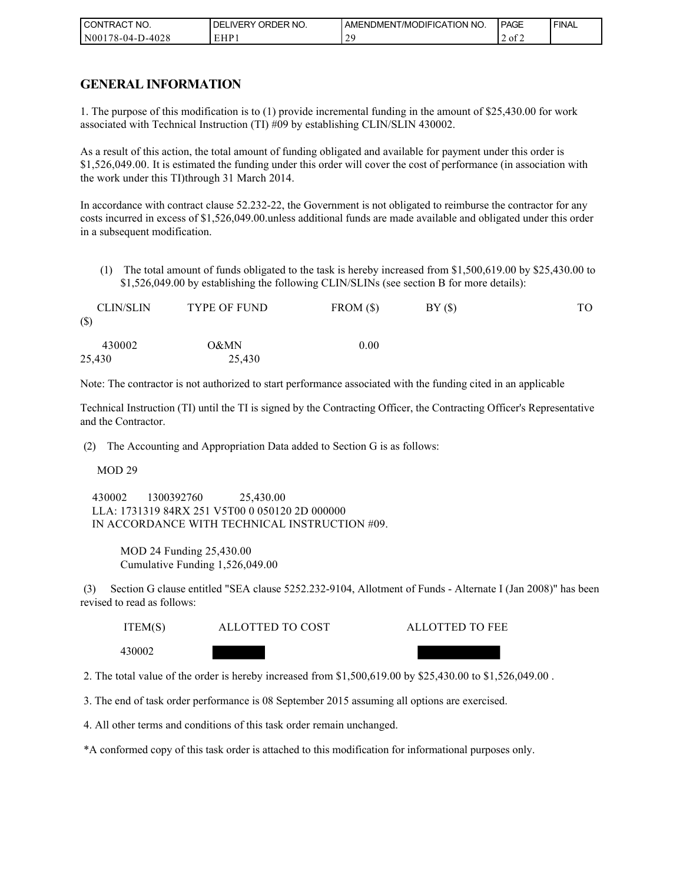| CONTRACT NO. | DELIVERY ORDER NO. | AMENDMENT/MODIFICATION NO. | PAGE | FINAL |
|---|---|---|---|---|
| N00178-04-D-4028 | EHP1 | 29 | 2 of 2 | |

## GENERAL INFORMATION

1. The purpose of this modification is to (1) provide incremental funding in the amount of $25,430.00 for work associated with Technical Instruction (TI) #09 by establishing CLIN/SLIN 430002.

As a result of this action, the total amount of funding obligated and available for payment under this order is $1,526,049.00. It is estimated the funding under this order will cover the cost of performance (in association with the work under this TI)through 31 March 2014.

In accordance with contract clause 52.232-22, the Government is not obligated to reimburse the contractor for any costs incurred in excess of $1,526,049.00.unless additional funds are made available and obligated under this order in a subsequent modification.

(1) The total amount of funds obligated to the task is hereby increased from $1,500,619.00 by $25,430.00 to $1,526,049.00 by establishing the following CLIN/SLINs (see section B for more details):

| CLIN/SLIN | TYPE OF FUND | FROM ($) | BY ($) | TO ($) |
|---|---|---|---|---|
| 430002 | O&MN | 0.00 | 25,430 | 25,430 |

Note: The contractor is not authorized to start performance associated with the funding cited in an applicable

Technical Instruction (TI) until the TI is signed by the Contracting Officer, the Contracting Officer's Representative and the Contractor.

(2) The Accounting and Appropriation Data added to Section G is as follows:

MOD 29

430002 1300392760 25,430.00
LLA: 1731319 84RX 251 V5T00 0 050120 2D 000000
IN ACCORDANCE WITH TECHNICAL INSTRUCTION #09.

MOD 24 Funding 25,430.00
Cumulative Funding 1,526,049.00

(3) Section G clause entitled "SEA clause 5252.232-9104, Allotment of Funds - Alternate I (Jan 2008)" has been revised to read as follows:

| ITEM(S) | ALLOTTED TO COST | ALLOTTED TO FEE |
|---|---|---|
| 430002 | | |

2. The total value of the order is hereby increased from $1,500,619.00 by $25,430.00 to $1,526,049.00 .

3. The end of task order performance is 08 September 2015 assuming all options are exercised.

4. All other terms and conditions of this task order remain unchanged.

*A conformed copy of this task order is attached to this modification for informational purposes only.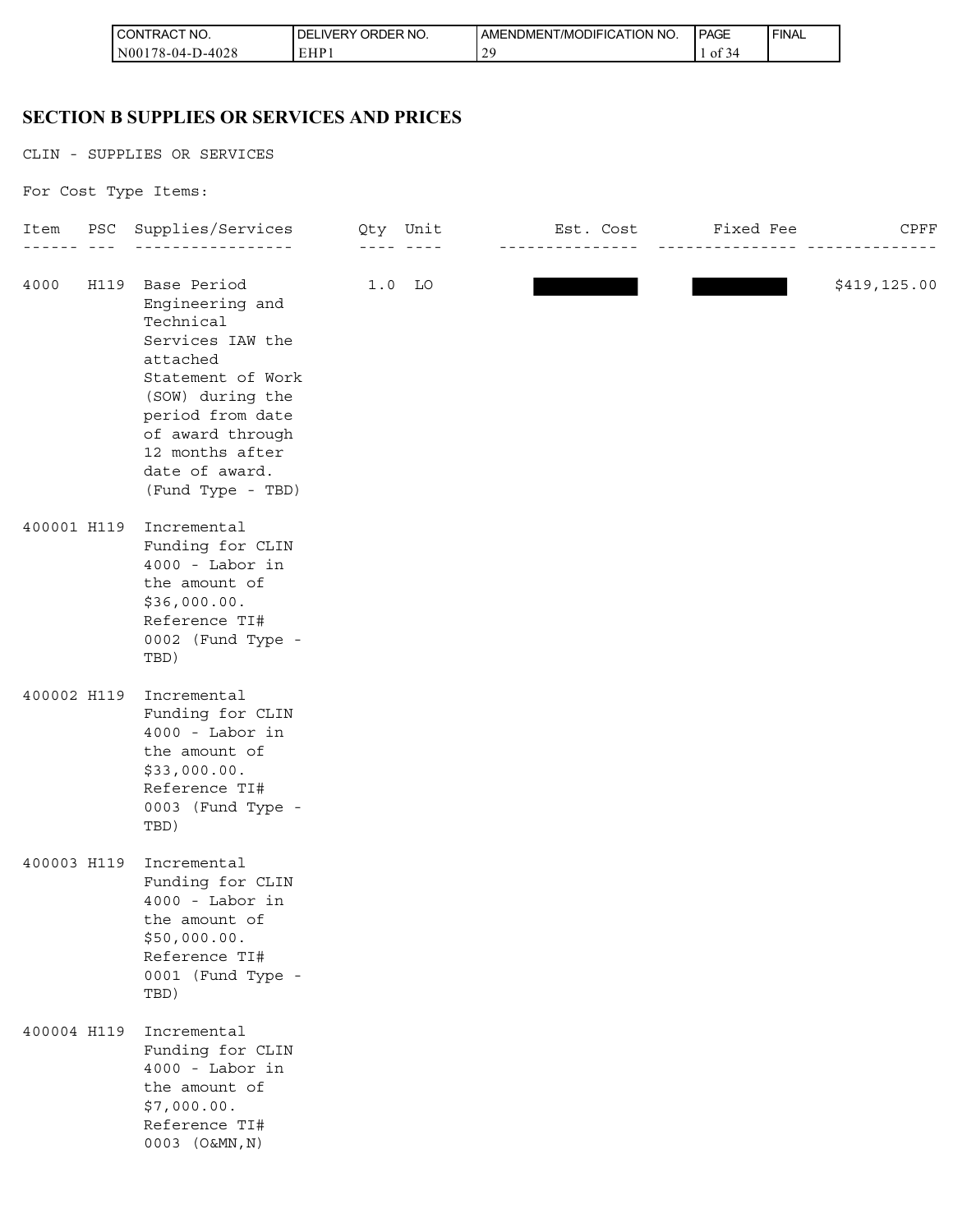## SECTION B SUPPLIES OR SERVICES AND PRICES

CLIN - SUPPLIES OR SERVICES

For Cost Type Items:

| Item | PSC | Supplies/Services | Qty | Unit | Est. Cost | Fixed Fee | CPFF |
|---|---|---|---|---|---|---|---|
| 4000 | H119 | Base Period Engineering and Technical Services IAW the attached Statement of Work (SOW) during the period from date of award through 12 months after date of award. (Fund Type - TBD) | 1.0 | LO | [REDACTED] | [REDACTED] | $419,125.00 |
| 400001 | H119 | Incremental Funding for CLIN 4000 - Labor in the amount of $36,000.00. Reference TI# 0002 (Fund Type - TBD) | | | | | |
| 400002 | H119 | Incremental Funding for CLIN 4000 - Labor in the amount of $33,000.00. Reference TI# 0003 (Fund Type - TBD) | | | | | |
| 400003 | H119 | Incremental Funding for CLIN 4000 - Labor in the amount of $50,000.00. Reference TI# 0001 (Fund Type - TBD) | | | | | |
| 400004 | H119 | Incremental Funding for CLIN 4000 - Labor in the amount of $7,000.00. Reference TI# 0003 (O&MN,N) | | | | | |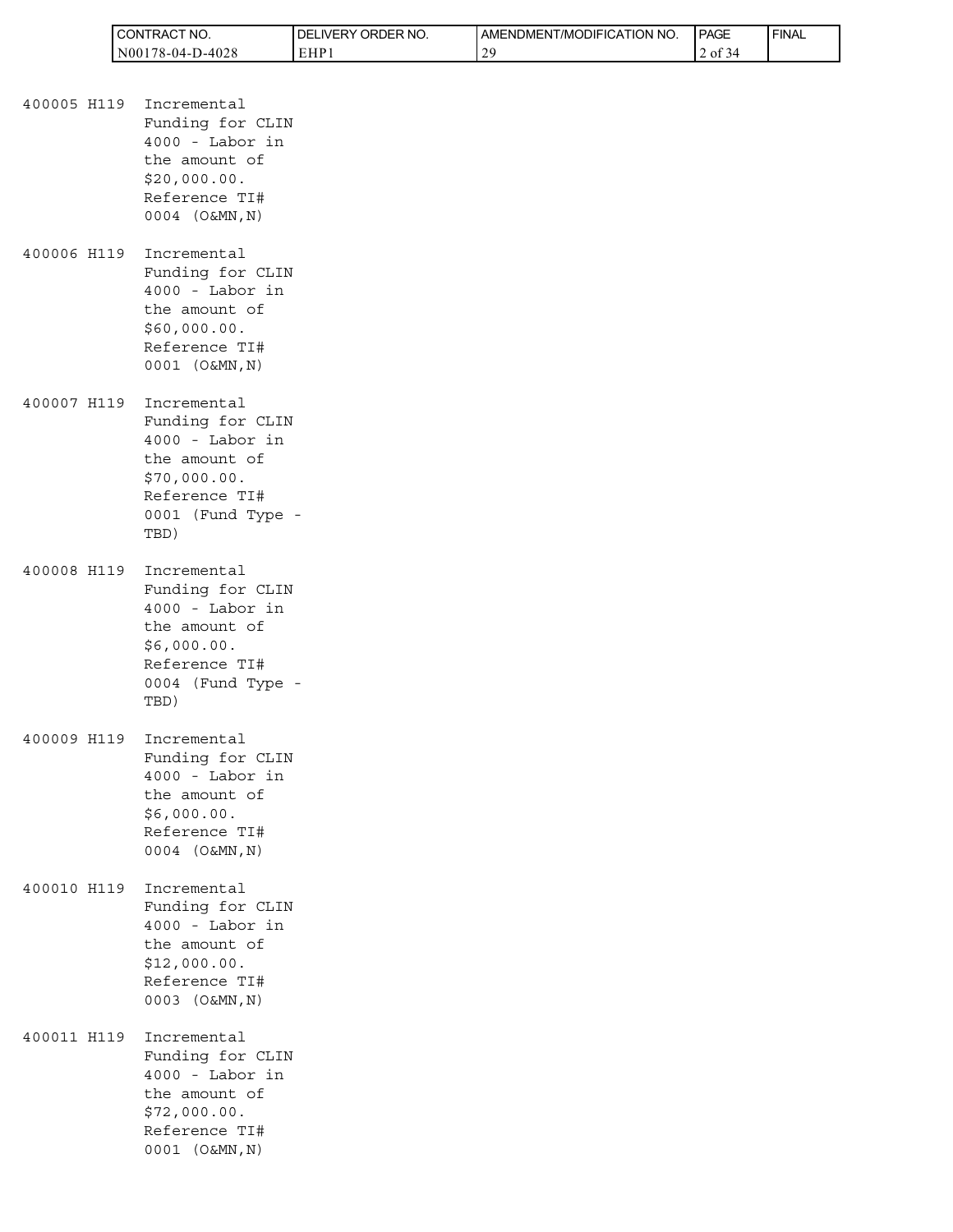400005 H119 Incremental Funding for CLIN 4000 - Labor in the amount of $20,000.00. Reference TI# 0004 (O&MN,N)

400006 H119 Incremental Funding for CLIN 4000 - Labor in the amount of $60,000.00. Reference TI# 0001 (O&MN,N)

400007 H119 Incremental Funding for CLIN 4000 - Labor in the amount of $70,000.00. Reference TI# 0001 (Fund Type - TBD)

400008 H119 Incremental Funding for CLIN 4000 - Labor in the amount of $6,000.00. Reference TI# 0004 (Fund Type - TBD)

400009 H119 Incremental Funding for CLIN 4000 - Labor in the amount of $6,000.00. Reference TI# 0004 (O&MN,N)

400010 H119 Incremental Funding for CLIN 4000 - Labor in the amount of $12,000.00. Reference TI# 0003 (O&MN,N)

400011 H119 Incremental Funding for CLIN 4000 - Labor in the amount of $72,000.00. Reference TI# 0001 (O&MN,N)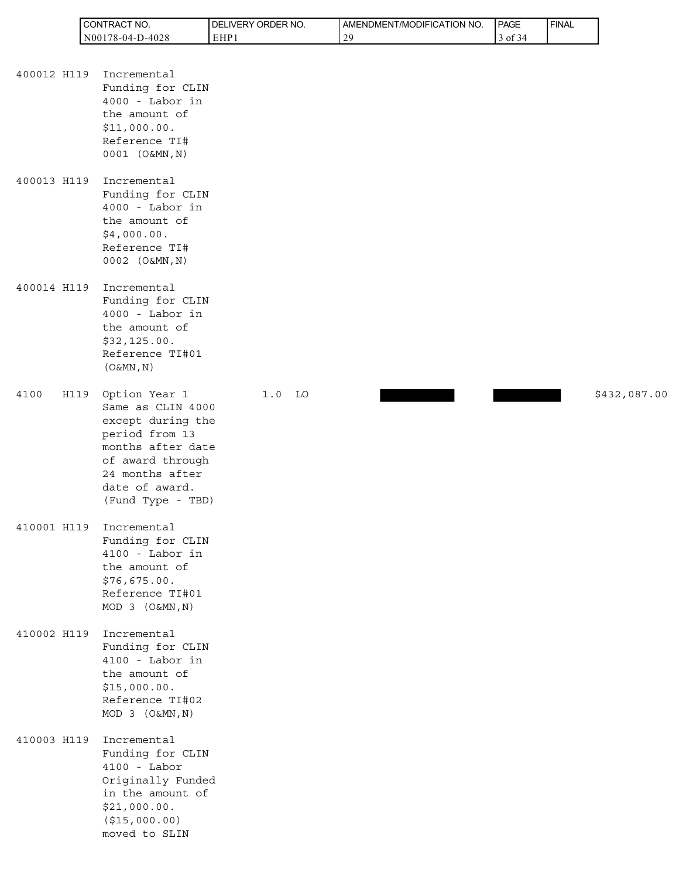| ITEM NO | SUPPLIES/SERVICES | | QTY | UNIT | UNIT PRICE | | AMOUNT |
|---|---|---|---|---|---|---|---|
| 400012 | H119 | Incremental Funding for CLIN 4000 - Labor in the amount of $11,000.00. Reference TI# 0001 (O&MN,N) | | | | | |
| 400013 | H119 | Incremental Funding for CLIN 4000 - Labor in the amount of $4,000.00. Reference TI# 0002 (O&MN,N) | | | | | |
| 400014 | H119 | Incremental Funding for CLIN 4000 - Labor in the amount of $32,125.00. Reference TI#01 (O&MN,N) | | | | | |
| 4100 | H119 | Option Year 1 Same as CLIN 4000 except during the period from 13 months after date of award through 24 months after date of award. (Fund Type - TBD) | 1.0 | LO | [REDACTED] | [REDACTED] | $432,087.00 |
| 410001 | H119 | Incremental Funding for CLIN 4100 - Labor in the amount of $76,675.00. Reference TI#01 MOD 3 (O&MN,N) | | | | | |
| 410002 | H119 | Incremental Funding for CLIN 4100 - Labor in the amount of $15,000.00. Reference TI#02 MOD 3 (O&MN,N) | | | | | |
| 410003 | H119 | Incremental Funding for CLIN 4100 - Labor Originally Funded in the amount of $21,000.00. ($15,000.00) moved to SLIN | | | | | |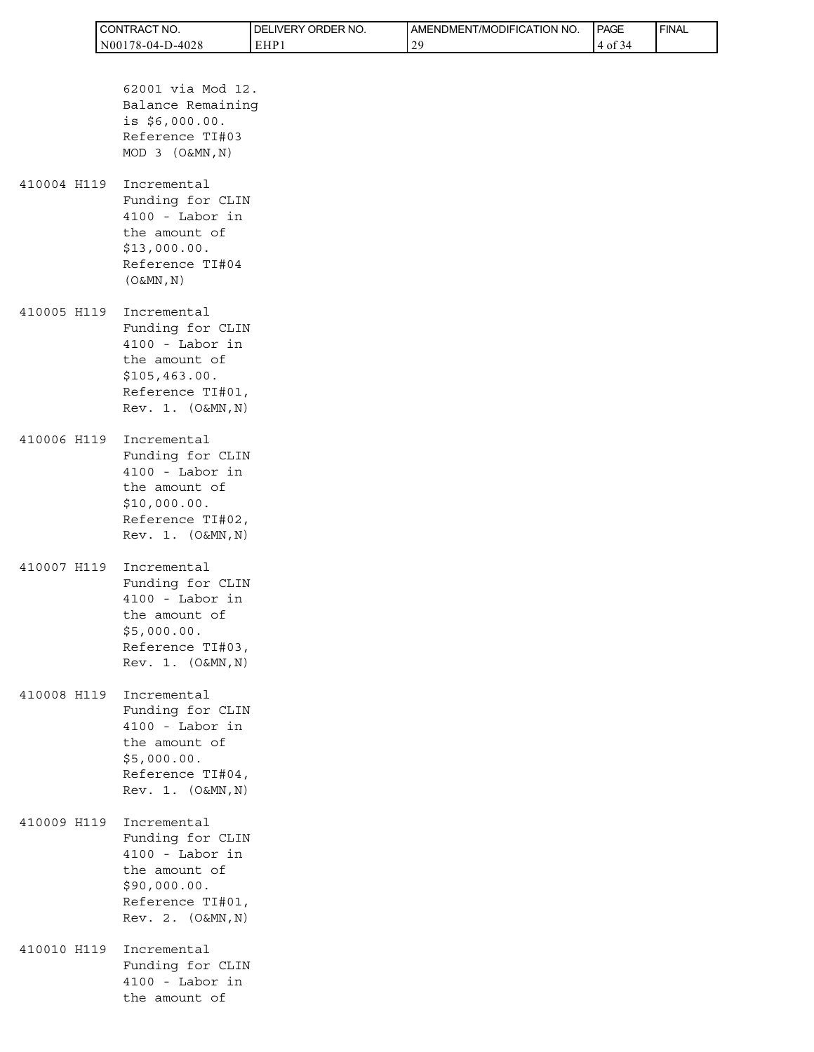62001 via Mod 12. Balance Remaining is $6,000.00. Reference TI#03 MOD 3 (O&MN,N)

410004 H119 Incremental Funding for CLIN 4100 - Labor in the amount of $13,000.00. Reference TI#04 (O&MN,N)

410005 H119 Incremental Funding for CLIN 4100 - Labor in the amount of $105,463.00. Reference TI#01, Rev. 1. (O&MN,N)

410006 H119 Incremental Funding for CLIN 4100 - Labor in the amount of $10,000.00. Reference TI#02, Rev. 1. (O&MN,N)

410007 H119 Incremental Funding for CLIN 4100 - Labor in the amount of $5,000.00. Reference TI#03, Rev. 1. (O&MN,N)

410008 H119 Incremental Funding for CLIN 4100 - Labor in the amount of $5,000.00. Reference TI#04, Rev. 1. (O&MN,N)

410009 H119 Incremental Funding for CLIN 4100 - Labor in the amount of $90,000.00. Reference TI#01, Rev. 2. (O&MN,N)

410010 H119 Incremental Funding for CLIN 4100 - Labor in the amount of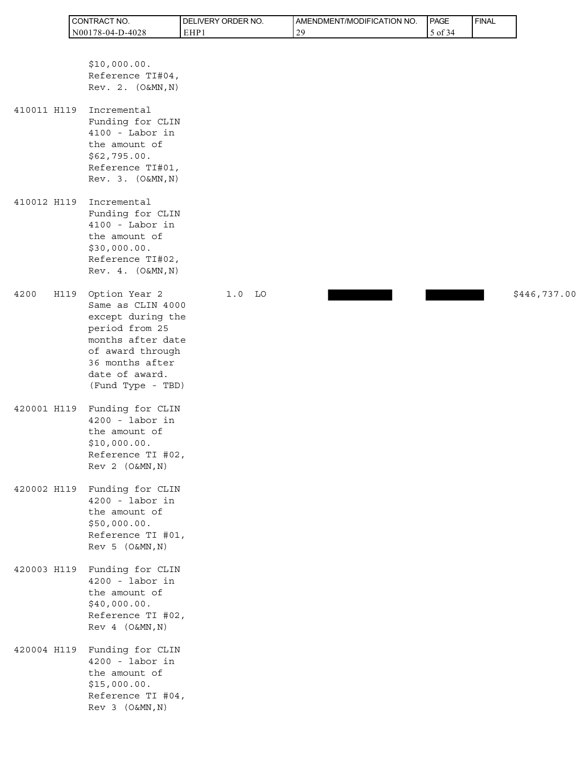| ITEM NO | SUPPLIES/SERVICES | QUANTITY | UNIT | UNIT PRICE | AMOUNT | |
|---|---|---|---|---|---|---|
| | $10,000.00. Reference TI#04, Rev. 2. (O&MN,N) | | | | | |
| 410011 H119 | Incremental Funding for CLIN 4100 - Labor in the amount of $62,795.00. Reference TI#01, Rev. 3. (O&MN,N) | | | | | |
| 410012 H119 | Incremental Funding for CLIN 4100 - Labor in the amount of $30,000.00. Reference TI#02, Rev. 4. (O&MN,N) | | | | | |
| 4200 H119 | Option Year 2 Same as CLIN 4000 except during the period from 25 months after date of award through 36 months after date of award. (Fund Type - TBD) | 1.0 | LO | [REDACTED] | [REDACTED] | $446,737.00 |
| 420001 H119 | Funding for CLIN 4200 - labor in the amount of $10,000.00. Reference TI #02, Rev 2 (O&MN,N) | | | | | |
| 420002 H119 | Funding for CLIN 4200 - labor in the amount of $50,000.00. Reference TI #01, Rev 5 (O&MN,N) | | | | | |
| 420003 H119 | Funding for CLIN 4200 - labor in the amount of $40,000.00. Reference TI #02, Rev 4 (O&MN,N) | | | | | |
| 420004 H119 | Funding for CLIN 4200 - labor in the amount of $15,000.00. Reference TI #04, Rev 3 (O&MN,N) | | | | | |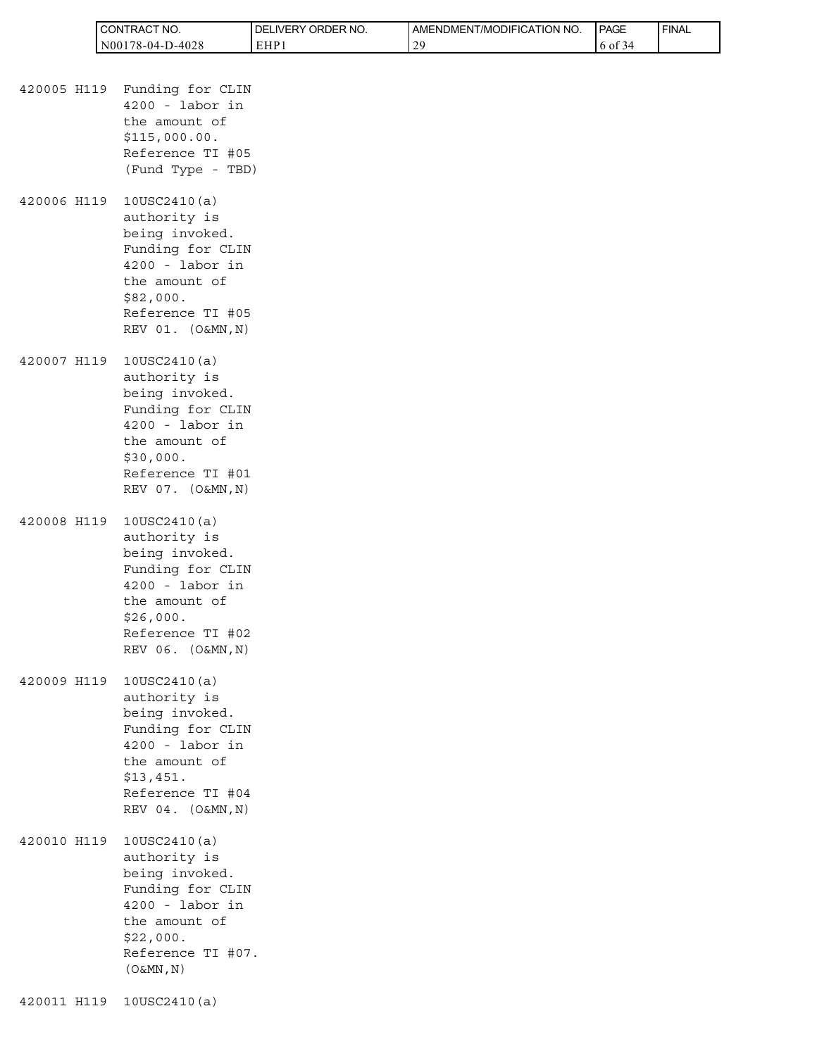420005 H119 Funding for CLIN 4200 - labor in the amount of $115,000.00. Reference TI #05 (Fund Type - TBD)

420006 H119 10USC2410(a) authority is being invoked. Funding for CLIN 4200 - labor in the amount of $82,000. Reference TI #05 REV 01. (O&MN,N)

420007 H119 10USC2410(a) authority is being invoked. Funding for CLIN 4200 - labor in the amount of $30,000. Reference TI #01 REV 07. (O&MN,N)

420008 H119 10USC2410(a) authority is being invoked. Funding for CLIN 4200 - labor in the amount of $26,000. Reference TI #02 REV 06. (O&MN,N)

420009 H119 10USC2410(a) authority is being invoked. Funding for CLIN 4200 - labor in the amount of $13,451. Reference TI #04 REV 04. (O&MN,N)

420010 H119 10USC2410(a) authority is being invoked. Funding for CLIN 4200 - labor in the amount of $22,000. Reference TI #07. (O&MN,N)

420011 H119 10USC2410(a)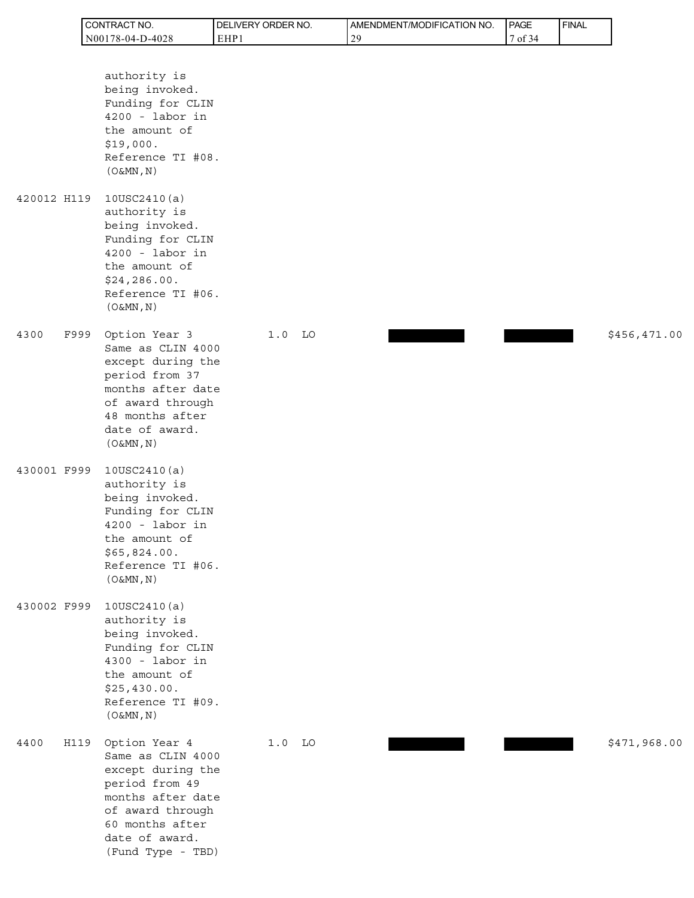| ITEM NO | SUPPLIES/SERVICES | QUANTITY | UNIT | UNIT PRICE | | AMOUNT |
|---|---|---|---|---|---|---|
| | authority is being invoked. Funding for CLIN 4200 - labor in the amount of $19,000. Reference TI #08. (O&MN,N) | | | | | |
| 420012 H119 | 10USC2410(a) authority is being invoked. Funding for CLIN 4200 - labor in the amount of $24,286.00. Reference TI #06. (O&MN,N) | | | | | |
| 4300 F999 | Option Year 3 Same as CLIN 4000 except during the period from 37 months after date of award through 48 months after date of award. (O&MN,N) | 1.0 | LO | | | $456,471.00 |
| 430001 F999 | 10USC2410(a) authority is being invoked. Funding for CLIN 4200 - labor in the amount of $65,824.00. Reference TI #06. (O&MN,N) | | | | | |
| 430002 F999 | 10USC2410(a) authority is being invoked. Funding for CLIN 4300 - labor in the amount of $25,430.00. Reference TI #09. (O&MN,N) | | | | | |
| 4400 H119 | Option Year 4 Same as CLIN 4000 except during the period from 49 months after date of award through 60 months after date of award. (Fund Type - TBD) | 1.0 | LO | | | $471,968.00 |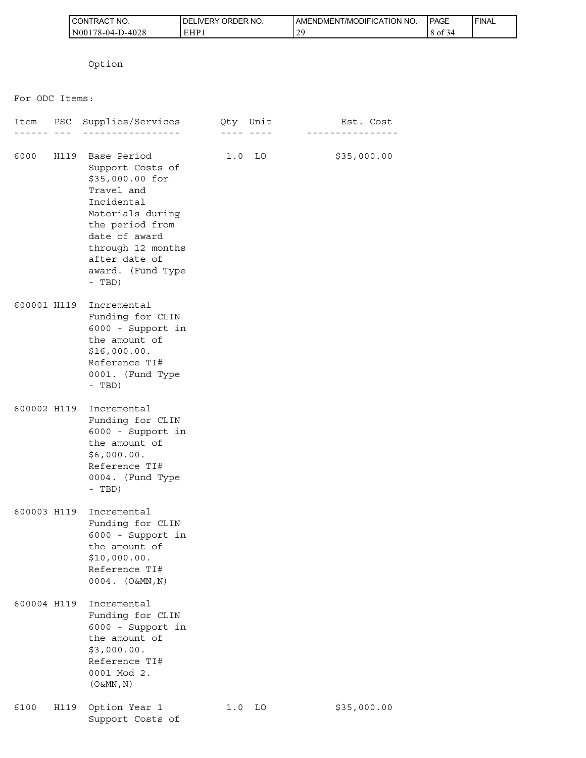Option

For ODC Items:

| Item | PSC | Supplies/Services | Qty | Unit | Est. Cost |
|---|---|---|---|---|---|
| 6000 | H119 | Base Period Support Costs of $35,000.00 for Travel and Incidental Materials during the period from date of award through 12 months after date of award. (Fund Type - TBD) | 1.0 | LO | $35,000.00 |
| 600001 | H119 | Incremental Funding for CLIN 6000 - Support in the amount of $16,000.00. Reference TI# 0001. (Fund Type - TBD) | | | |
| 600002 | H119 | Incremental Funding for CLIN 6000 - Support in the amount of $6,000.00. Reference TI# 0004. (Fund Type - TBD) | | | |
| 600003 | H119 | Incremental Funding for CLIN 6000 - Support in the amount of $10,000.00. Reference TI# 0004. (O&MN,N) | | | |
| 600004 | H119 | Incremental Funding for CLIN 6000 - Support in the amount of $3,000.00. Reference TI# 0001 Mod 2. (O&MN,N) | | | |
| 6100 | H119 | Option Year 1 Support Costs of | 1.0 | LO | $35,000.00 |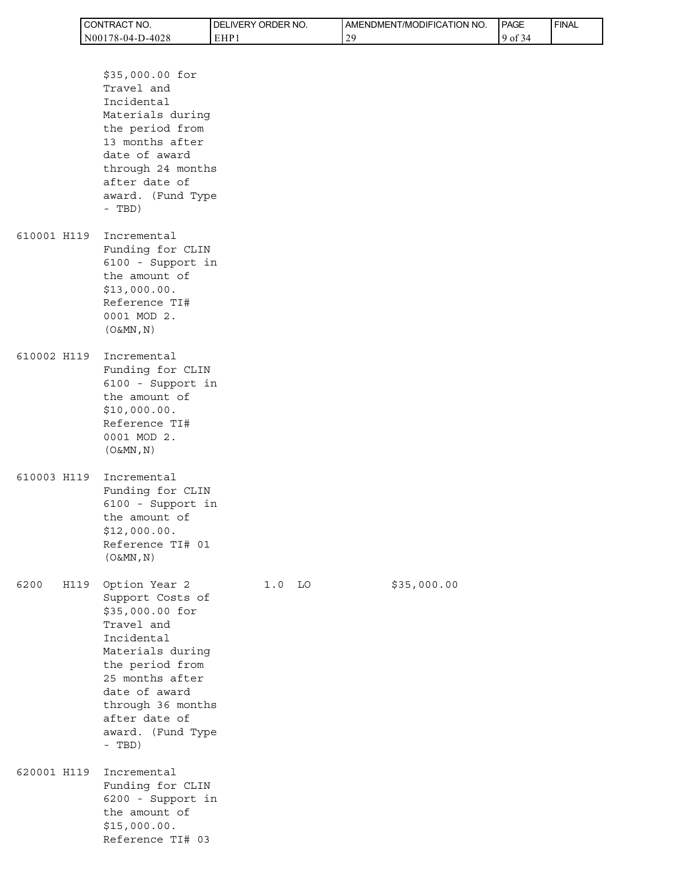| ITEM NO | | SUPPLIES/SERVICES | QUANTITY | UNIT | UNIT PRICE | AMOUNT |
|---|---|---|---|---|---|---|
| | | $35,000.00 for Travel and Incidental Materials during the period from 13 months after date of award through 24 months after date of award. (Fund Type - TBD) | | | | |
| 610001 | H119 | Incremental Funding for CLIN 6100 - Support in the amount of $13,000.00. Reference TI# 0001 MOD 2. (O&MN,N) | | | | |
| 610002 | H119 | Incremental Funding for CLIN 6100 - Support in the amount of $10,000.00. Reference TI# 0001 MOD 2. (O&MN,N) | | | | |
| 610003 | H119 | Incremental Funding for CLIN 6100 - Support in the amount of $12,000.00. Reference TI# 01 (O&MN,N) | | | | |
| 6200 | H119 | Option Year 2 Support Costs of $35,000.00 for Travel and Incidental Materials during the period from 25 months after date of award through 36 months after date of award. (Fund Type - TBD) | 1.0 | LO | | $35,000.00 |
| 620001 | H119 | Incremental Funding for CLIN 6200 - Support in the amount of $15,000.00. Reference TI# 03 | | | | |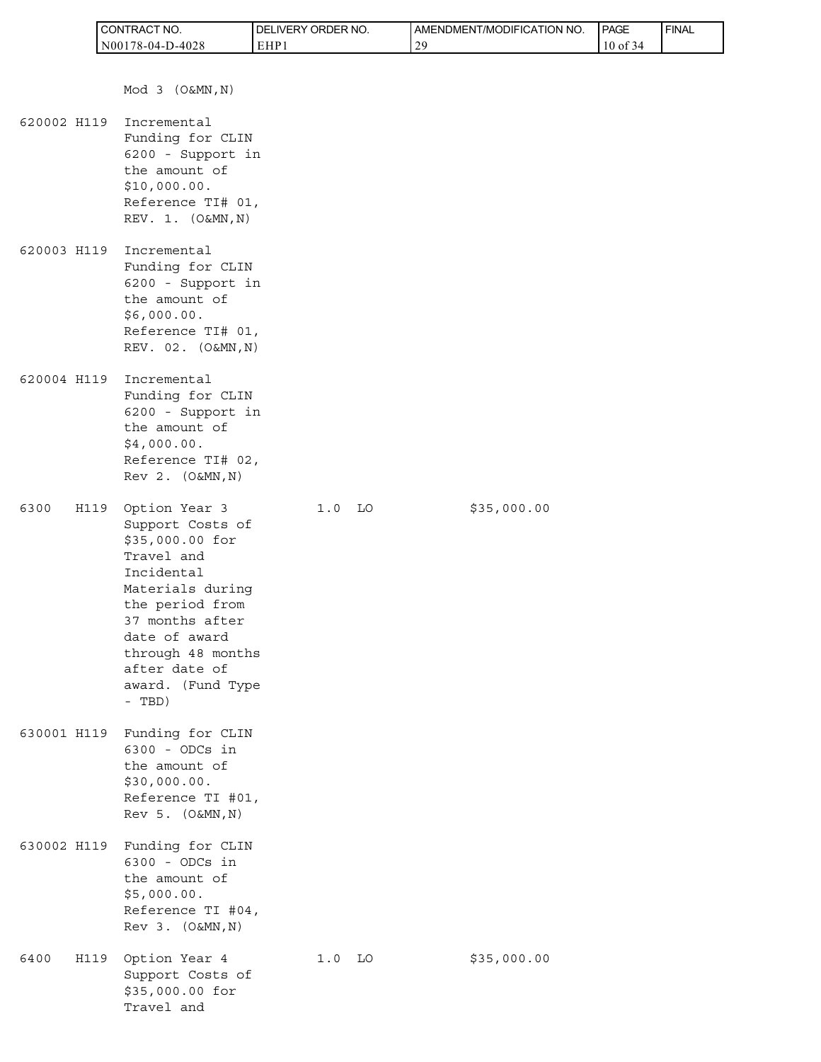Mod 3 (O&MN,N)

| ITEM NO | SUPPLIES/SERVICES | QUANTITY | UNIT | UNIT PRICE | AMOUNT |
|---|---|---|---|---|---|
| 620002 H119 | Incremental Funding for CLIN 6200 - Support in the amount of $10,000.00. Reference TI# 01, REV. 1. (O&MN,N) | | | | |
| 620003 H119 | Incremental Funding for CLIN 6200 - Support in the amount of $6,000.00. Reference TI# 01, REV. 02. (O&MN,N) | | | | |
| 620004 H119 | Incremental Funding for CLIN 6200 - Support in the amount of $4,000.00. Reference TI# 02, Rev 2. (O&MN,N) | | | | |
| 6300 H119 | Option Year 3 Support Costs of $35,000.00 for Travel and Incidental Materials during the period from 37 months after date of award through 48 months after date of award. (Fund Type - TBD) | 1.0 | LO | | $35,000.00 |
| 630001 H119 | Funding for CLIN 6300 - ODCs in the amount of $30,000.00. Reference TI #01, Rev 5. (O&MN,N) | | | | |
| 630002 H119 | Funding for CLIN 6300 - ODCs in the amount of $5,000.00. Reference TI #04, Rev 3. (O&MN,N) | | | | |
| 6400 H119 | Option Year 4 Support Costs of $35,000.00 for Travel and | 1.0 | LO | | $35,000.00 |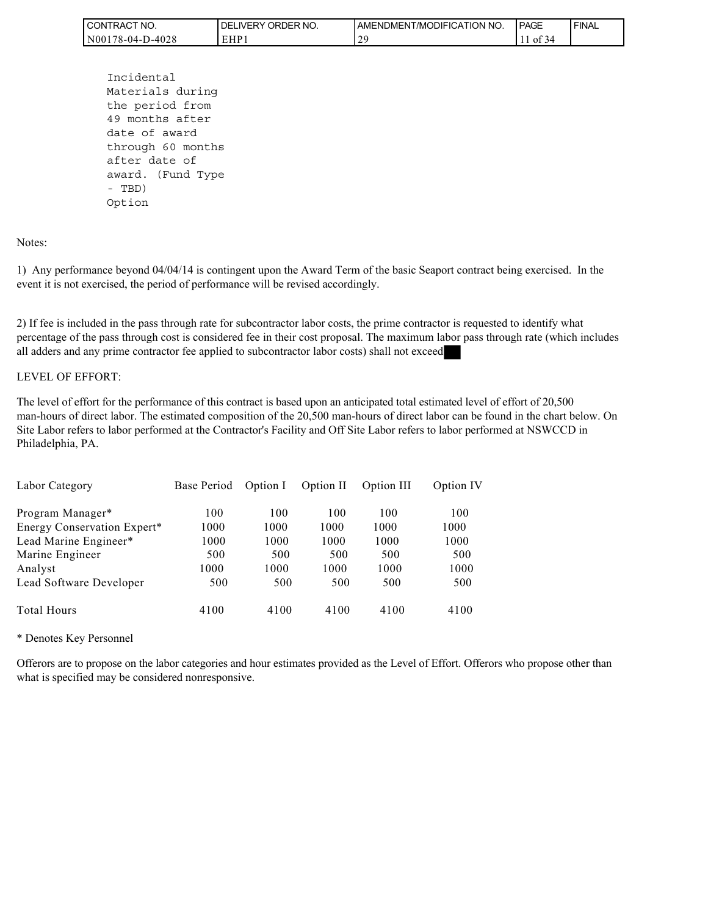Incidental Materials during the period from 49 months after date of award through 60 months after date of award. (Fund Type - TBD) Option

Notes:

1) Any performance beyond 04/04/14 is contingent upon the Award Term of the basic Seaport contract being exercised. In the event it is not exercised, the period of performance will be revised accordingly.

2) If fee is included in the pass through rate for subcontractor labor costs, the prime contractor is requested to identify what percentage of the pass through cost is considered fee in their cost proposal. The maximum labor pass through rate (which includes all adders and any prime contractor fee applied to subcontractor labor costs) shall not exceed

LEVEL OF EFFORT:

The level of effort for the performance of this contract is based upon an anticipated total estimated level of effort of 20,500 man-hours of direct labor. The estimated composition of the 20,500 man-hours of direct labor can be found in the chart below. On Site Labor refers to labor performed at the Contractor's Facility and Off Site Labor refers to labor performed at NSWCCD in Philadelphia, PA.

| Labor Category | Base Period | Option I | Option II | Option III | Option IV |
|---|---|---|---|---|---|
| Program Manager* | 100 | 100 | 100 | 100 | 100 |
| Energy Conservation Expert* | 1000 | 1000 | 1000 | 1000 | 1000 |
| Lead Marine Engineer* | 1000 | 1000 | 1000 | 1000 | 1000 |
| Marine Engineer | 500 | 500 | 500 | 500 | 500 |
| Analyst | 1000 | 1000 | 1000 | 1000 | 1000 |
| Lead Software Developer | 500 | 500 | 500 | 500 | 500 |
| Total Hours | 4100 | 4100 | 4100 | 4100 | 4100 |

* Denotes Key Personnel

Offerors are to propose on the labor categories and hour estimates provided as the Level of Effort. Offerors who propose other than what is specified may be considered nonresponsive.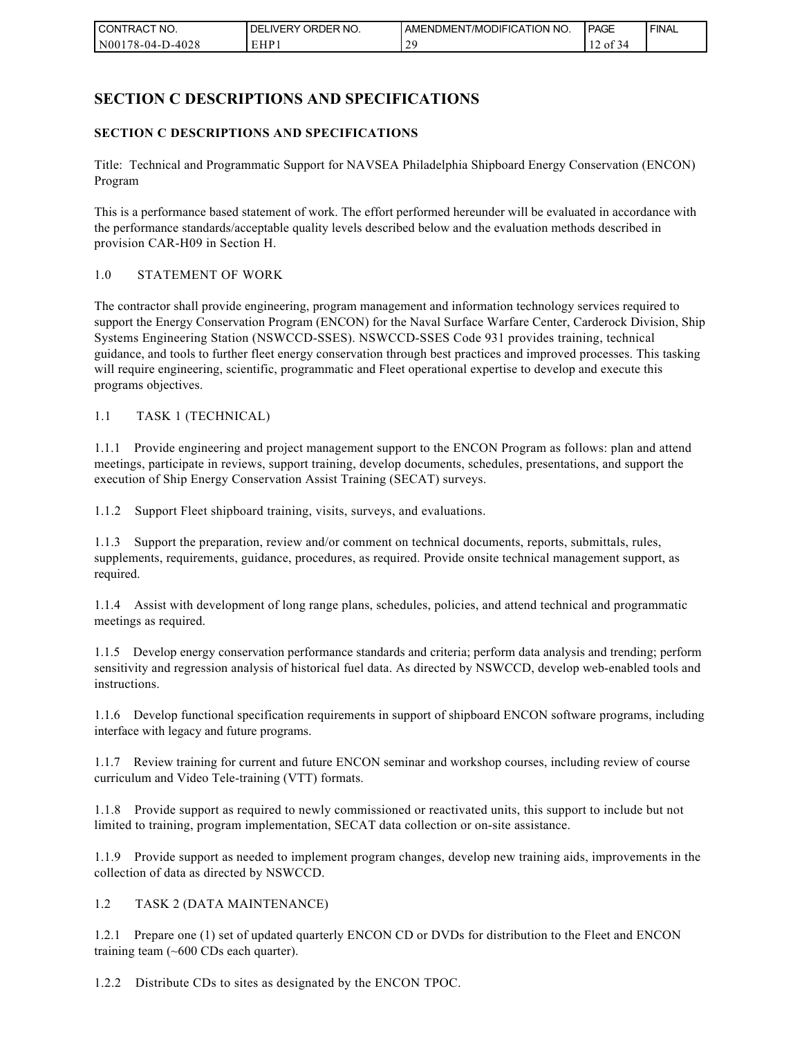# SECTION C DESCRIPTIONS AND SPECIFICATIONS

## SECTION C DESCRIPTIONS AND SPECIFICATIONS

Title: Technical and Programmatic Support for NAVSEA Philadelphia Shipboard Energy Conservation (ENCON) Program

This is a performance based statement of work. The effort performed hereunder will be evaluated in accordance with the performance standards/acceptable quality levels described below and the evaluation methods described in provision CAR-H09 in Section H.

1.0 STATEMENT OF WORK

The contractor shall provide engineering, program management and information technology services required to support the Energy Conservation Program (ENCON) for the Naval Surface Warfare Center, Carderock Division, Ship Systems Engineering Station (NSWCCD-SSES). NSWCCD-SSES Code 931 provides training, technical guidance, and tools to further fleet energy conservation through best practices and improved processes. This tasking will require engineering, scientific, programmatic and Fleet operational expertise to develop and execute this programs objectives.

1.1 TASK 1 (TECHNICAL)

1.1.1 Provide engineering and project management support to the ENCON Program as follows: plan and attend meetings, participate in reviews, support training, develop documents, schedules, presentations, and support the execution of Ship Energy Conservation Assist Training (SECAT) surveys.

1.1.2 Support Fleet shipboard training, visits, surveys, and evaluations.

1.1.3 Support the preparation, review and/or comment on technical documents, reports, submittals, rules, supplements, requirements, guidance, procedures, as required. Provide onsite technical management support, as required.

1.1.4 Assist with development of long range plans, schedules, policies, and attend technical and programmatic meetings as required.

1.1.5 Develop energy conservation performance standards and criteria; perform data analysis and trending; perform sensitivity and regression analysis of historical fuel data. As directed by NSWCCD, develop web-enabled tools and instructions.

1.1.6 Develop functional specification requirements in support of shipboard ENCON software programs, including interface with legacy and future programs.

1.1.7 Review training for current and future ENCON seminar and workshop courses, including review of course curriculum and Video Tele-training (VTT) formats.

1.1.8 Provide support as required to newly commissioned or reactivated units, this support to include but not limited to training, program implementation, SECAT data collection or on-site assistance.

1.1.9 Provide support as needed to implement program changes, develop new training aids, improvements in the collection of data as directed by NSWCCD.

1.2 TASK 2 (DATA MAINTENANCE)

1.2.1 Prepare one (1) set of updated quarterly ENCON CD or DVDs for distribution to the Fleet and ENCON training team (~600 CDs each quarter).

1.2.2 Distribute CDs to sites as designated by the ENCON TPOC.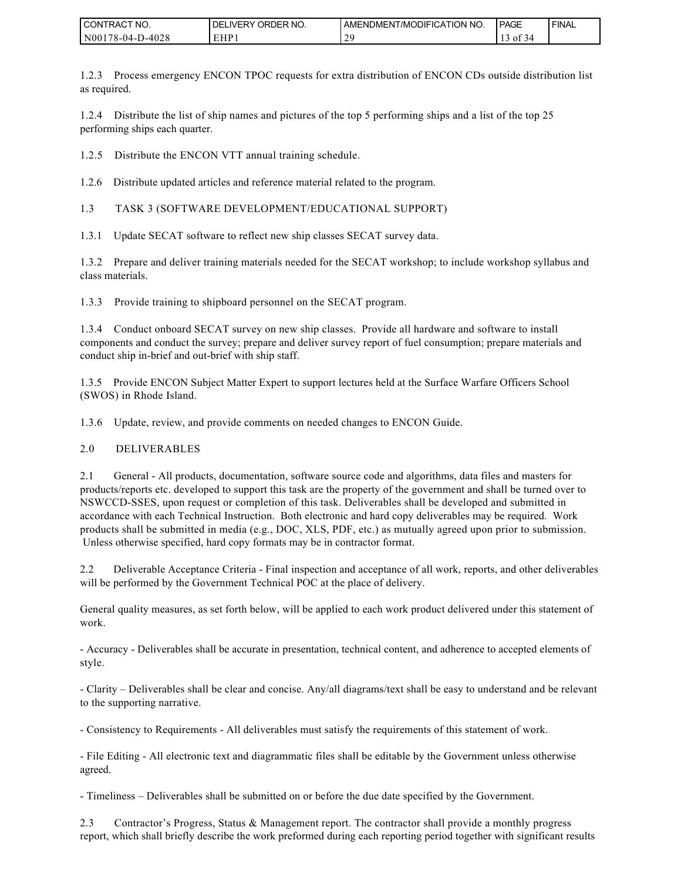1.2.3 Process emergency ENCON TPOC requests for extra distribution of ENCON CDs outside distribution list as required.

1.2.4 Distribute the list of ship names and pictures of the top 5 performing ships and a list of the top 25 performing ships each quarter.

1.2.5 Distribute the ENCON VTT annual training schedule.

1.2.6 Distribute updated articles and reference material related to the program.

1.3 TASK 3 (SOFTWARE DEVELOPMENT/EDUCATIONAL SUPPORT)

1.3.1 Update SECAT software to reflect new ship classes SECAT survey data.

1.3.2 Prepare and deliver training materials needed for the SECAT workshop; to include workshop syllabus and class materials.

1.3.3 Provide training to shipboard personnel on the SECAT program.

1.3.4 Conduct onboard SECAT survey on new ship classes. Provide all hardware and software to install components and conduct the survey; prepare and deliver survey report of fuel consumption; prepare materials and conduct ship in-brief and out-brief with ship staff.

1.3.5 Provide ENCON Subject Matter Expert to support lectures held at the Surface Warfare Officers School (SWOS) in Rhode Island.

1.3.6 Update, review, and provide comments on needed changes to ENCON Guide.

2.0 DELIVERABLES

2.1 General - All products, documentation, software source code and algorithms, data files and masters for products/reports etc. developed to support this task are the property of the government and shall be turned over to NSWCCD-SSES, upon request or completion of this task. Deliverables shall be developed and submitted in accordance with each Technical Instruction. Both electronic and hard copy deliverables may be required. Work products shall be submitted in media (e.g., DOC, XLS, PDF, etc.) as mutually agreed upon prior to submission. Unless otherwise specified, hard copy formats may be in contractor format.

2.2 Deliverable Acceptance Criteria - Final inspection and acceptance of all work, reports, and other deliverables will be performed by the Government Technical POC at the place of delivery.

General quality measures, as set forth below, will be applied to each work product delivered under this statement of work.

- Accuracy - Deliverables shall be accurate in presentation, technical content, and adherence to accepted elements of style.

- Clarity – Deliverables shall be clear and concise. Any/all diagrams/text shall be easy to understand and be relevant to the supporting narrative.

- Consistency to Requirements - All deliverables must satisfy the requirements of this statement of work.

- File Editing - All electronic text and diagrammatic files shall be editable by the Government unless otherwise agreed.

- Timeliness – Deliverables shall be submitted on or before the due date specified by the Government.

2.3 Contractor's Progress, Status & Management report. The contractor shall provide a monthly progress report, which shall briefly describe the work preformed during each reporting period together with significant results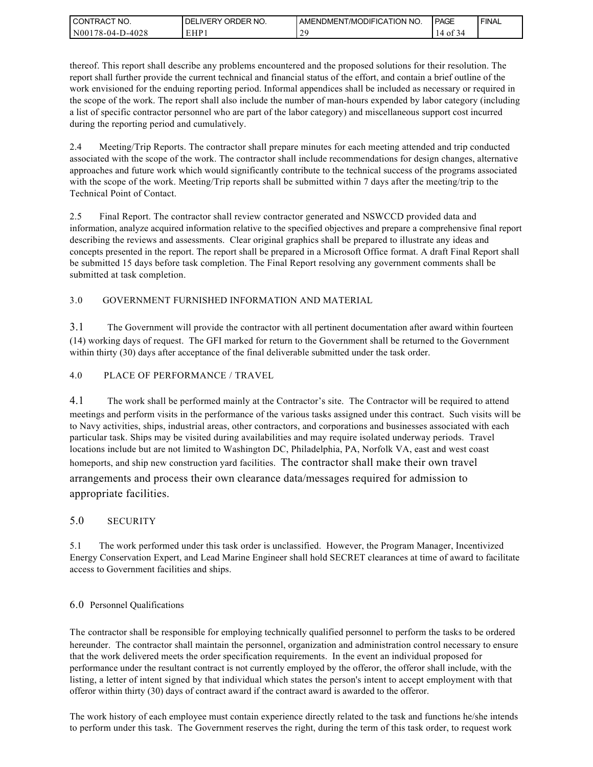thereof. This report shall describe any problems encountered and the proposed solutions for their resolution. The report shall further provide the current technical and financial status of the effort, and contain a brief outline of the work envisioned for the enduing reporting period. Informal appendices shall be included as necessary or required in the scope of the work. The report shall also include the number of man-hours expended by labor category (including a list of specific contractor personnel who are part of the labor category) and miscellaneous support cost incurred during the reporting period and cumulatively.

2.4 Meeting/Trip Reports. The contractor shall prepare minutes for each meeting attended and trip conducted associated with the scope of the work. The contractor shall include recommendations for design changes, alternative approaches and future work which would significantly contribute to the technical success of the programs associated with the scope of the work. Meeting/Trip reports shall be submitted within 7 days after the meeting/trip to the Technical Point of Contact.

2.5 Final Report. The contractor shall review contractor generated and NSWCCD provided data and information, analyze acquired information relative to the specified objectives and prepare a comprehensive final report describing the reviews and assessments. Clear original graphics shall be prepared to illustrate any ideas and concepts presented in the report. The report shall be prepared in a Microsoft Office format. A draft Final Report shall be submitted 15 days before task completion. The Final Report resolving any government comments shall be submitted at task completion.

## 3.0 GOVERNMENT FURNISHED INFORMATION AND MATERIAL

3.1 The Government will provide the contractor with all pertinent documentation after award within fourteen (14) working days of request. The GFI marked for return to the Government shall be returned to the Government within thirty (30) days after acceptance of the final deliverable submitted under the task order.

## 4.0 PLACE OF PERFORMANCE / TRAVEL

4.1 The work shall be performed mainly at the Contractor's site. The Contractor will be required to attend meetings and perform visits in the performance of the various tasks assigned under this contract. Such visits will be to Navy activities, ships, industrial areas, other contractors, and corporations and businesses associated with each particular task. Ships may be visited during availabilities and may require isolated underway periods. Travel locations include but are not limited to Washington DC, Philadelphia, PA, Norfolk VA, east and west coast homeports, and ship new construction yard facilities. The contractor shall make their own travel arrangements and process their own clearance data/messages required for admission to appropriate facilities.

## 5.0 SECURITY

5.1 The work performed under this task order is unclassified. However, the Program Manager, Incentivized Energy Conservation Expert, and Lead Marine Engineer shall hold SECRET clearances at time of award to facilitate access to Government facilities and ships.

## 6.0 Personnel Qualifications

The contractor shall be responsible for employing technically qualified personnel to perform the tasks to be ordered hereunder. The contractor shall maintain the personnel, organization and administration control necessary to ensure that the work delivered meets the order specification requirements. In the event an individual proposed for performance under the resultant contract is not currently employed by the offeror, the offeror shall include, with the listing, a letter of intent signed by that individual which states the person's intent to accept employment with that offeror within thirty (30) days of contract award if the contract award is awarded to the offeror.

The work history of each employee must contain experience directly related to the task and functions he/she intends to perform under this task. The Government reserves the right, during the term of this task order, to request work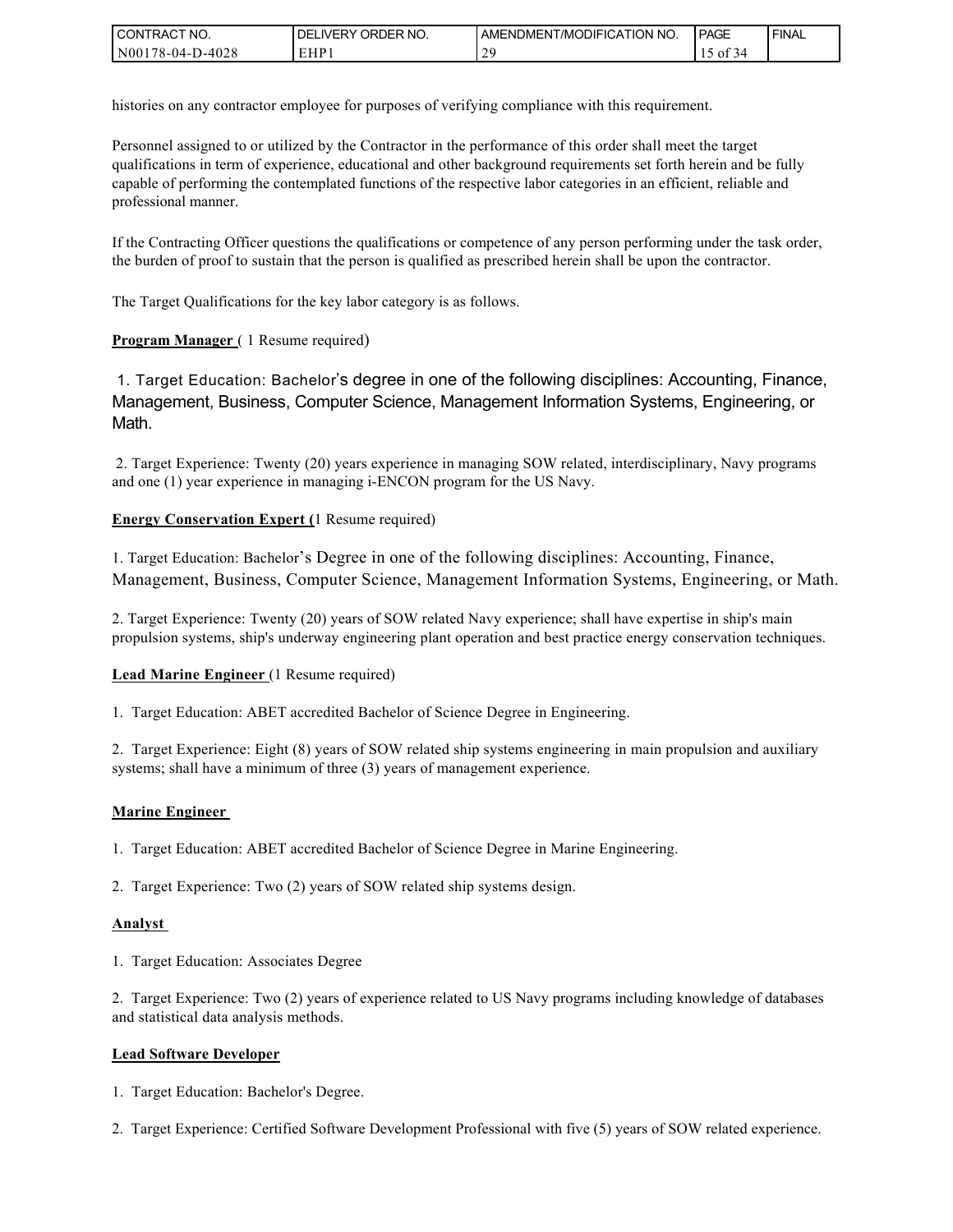histories on any contractor employee for purposes of verifying compliance with this requirement.

Personnel assigned to or utilized by the Contractor in the performance of this order shall meet the target qualifications in term of experience, educational and other background requirements set forth herein and be fully capable of performing the contemplated functions of the respective labor categories in an efficient, reliable and professional manner.

If the Contracting Officer questions the qualifications or competence of any person performing under the task order, the burden of proof to sustain that the person is qualified as prescribed herein shall be upon the contractor.

The Target Qualifications for the key labor category is as follows.

**Program Manager** ( 1 Resume required)

1. Target Education: Bachelor's degree in one of the following disciplines: Accounting, Finance, Management, Business, Computer Science, Management Information Systems, Engineering, or Math.

2. Target Experience: Twenty (20) years experience in managing SOW related, interdisciplinary, Navy programs and one (1) year experience in managing i-ENCON program for the US Navy.

**Energy Conservation Expert (**1 Resume required)

1. Target Education: Bachelor's Degree in one of the following disciplines: Accounting, Finance, Management, Business, Computer Science, Management Information Systems, Engineering, or Math.

2. Target Experience: Twenty (20) years of SOW related Navy experience; shall have expertise in ship's main propulsion systems, ship's underway engineering plant operation and best practice energy conservation techniques.

**Lead Marine Engineer** (1 Resume required)

1. Target Education: ABET accredited Bachelor of Science Degree in Engineering.

2. Target Experience: Eight (8) years of SOW related ship systems engineering in main propulsion and auxiliary systems; shall have a minimum of three (3) years of management experience.

**Marine Engineer**

1. Target Education: ABET accredited Bachelor of Science Degree in Marine Engineering.

2. Target Experience: Two (2) years of SOW related ship systems design.

**Analyst**

1. Target Education: Associates Degree

2. Target Experience: Two (2) years of experience related to US Navy programs including knowledge of databases and statistical data analysis methods.

**Lead Software Developer**

1. Target Education: Bachelor's Degree.

2. Target Experience: Certified Software Development Professional with five (5) years of SOW related experience.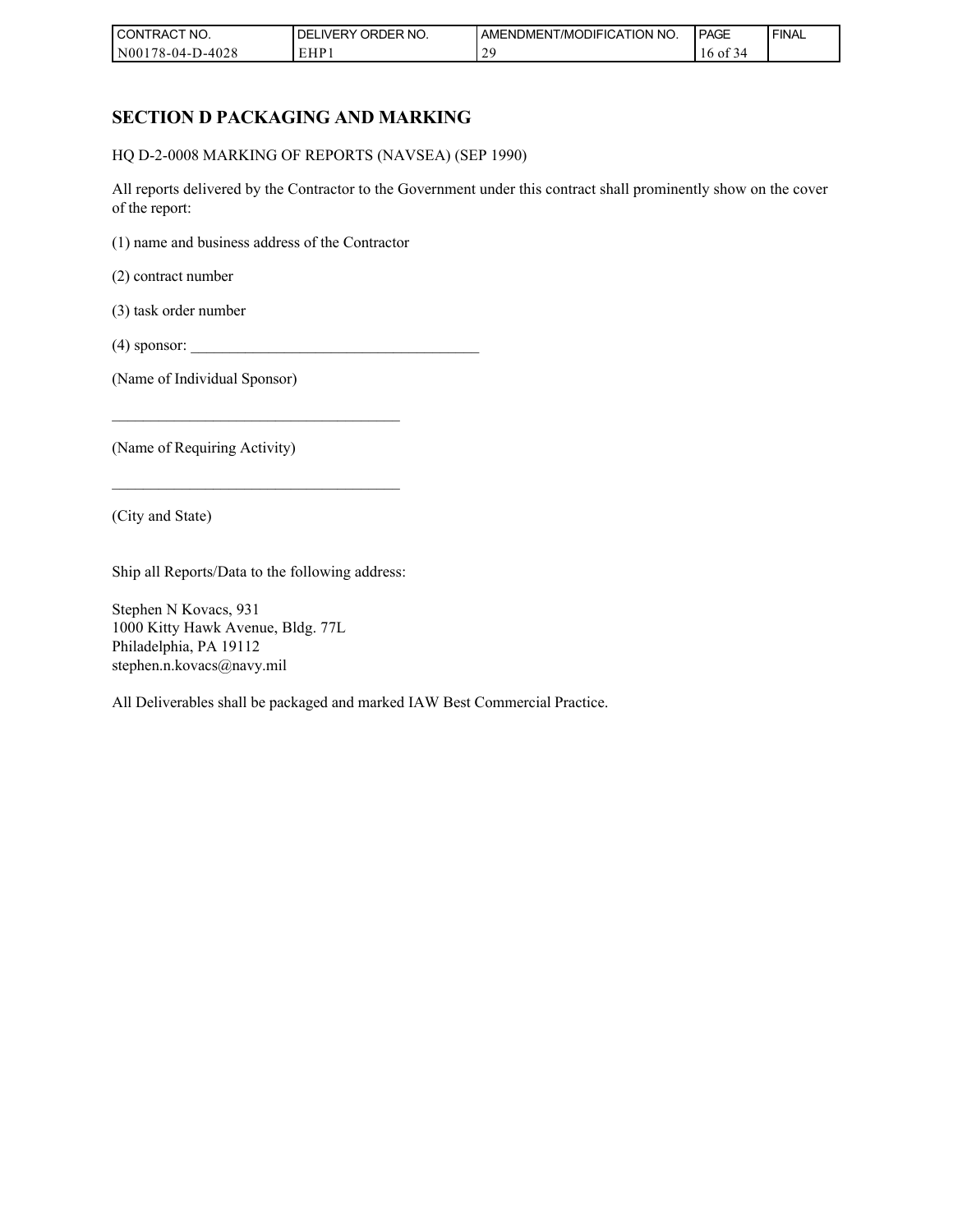## SECTION D PACKAGING AND MARKING

HQ D-2-0008 MARKING OF REPORTS (NAVSEA) (SEP 1990)

All reports delivered by the Contractor to the Government under this contract shall prominently show on the cover of the report:

(1) name and business address of the Contractor

(2) contract number

(3) task order number

(4) sponsor: ____________________________________

(Name of Individual Sponsor)

____________________________________

(Name of Requiring Activity)

____________________________________

(City and State)

Ship all Reports/Data to the following address:

Stephen N Kovacs, 931
1000 Kitty Hawk Avenue, Bldg. 77L
Philadelphia, PA 19112
stephen.n.kovacs@navy.mil

All Deliverables shall be packaged and marked IAW Best Commercial Practice.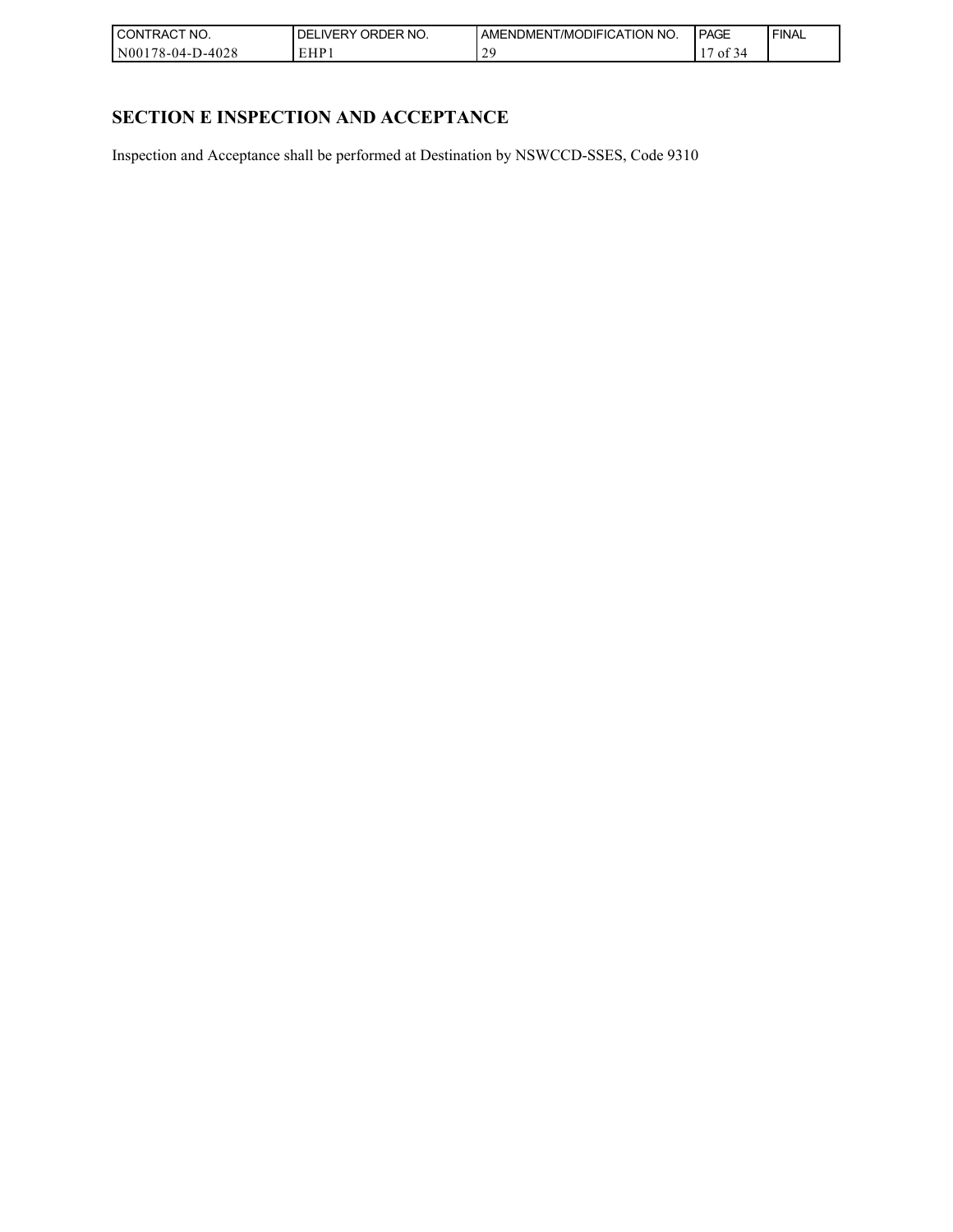## SECTION E INSPECTION AND ACCEPTANCE

Inspection and Acceptance shall be performed at Destination by NSWCCD-SSES, Code 9310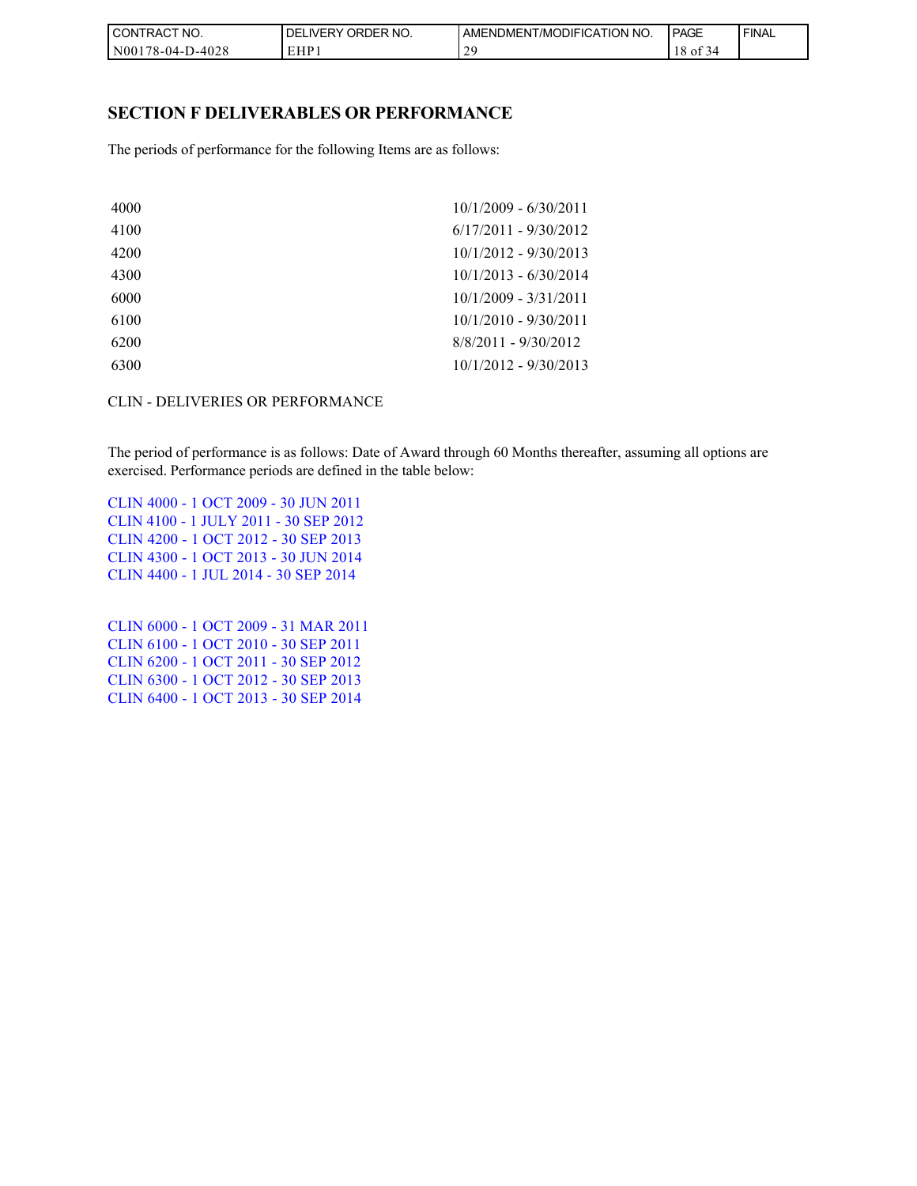## SECTION F DELIVERABLES OR PERFORMANCE

The periods of performance for the following Items are as follows:

| | |
|---|---|
| 4000 | 10/1/2009 - 6/30/2011 |
| 4100 | 6/17/2011 - 9/30/2012 |
| 4200 | 10/1/2012 - 9/30/2013 |
| 4300 | 10/1/2013 - 6/30/2014 |
| 6000 | 10/1/2009 - 3/31/2011 |
| 6100 | 10/1/2010 - 9/30/2011 |
| 6200 | 8/8/2011 - 9/30/2012 |
| 6300 | 10/1/2012 - 9/30/2013 |

CLIN - DELIVERIES OR PERFORMANCE

The period of performance is as follows: Date of Award through 60 Months thereafter, assuming all options are exercised. Performance periods are defined in the table below:

CLIN 4000 - 1 OCT 2009 - 30 JUN 2011
CLIN 4100 - 1 JULY 2011 - 30 SEP 2012
CLIN 4200 - 1 OCT 2012 - 30 SEP 2013
CLIN 4300 - 1 OCT 2013 - 30 JUN 2014
CLIN 4400 - 1 JUL 2014 - 30 SEP 2014

CLIN 6000 - 1 OCT 2009 - 31 MAR 2011
CLIN 6100 - 1 OCT 2010 - 30 SEP 2011
CLIN 6200 - 1 OCT 2011 - 30 SEP 2012
CLIN 6300 - 1 OCT 2012 - 30 SEP 2013
CLIN 6400 - 1 OCT 2013 - 30 SEP 2014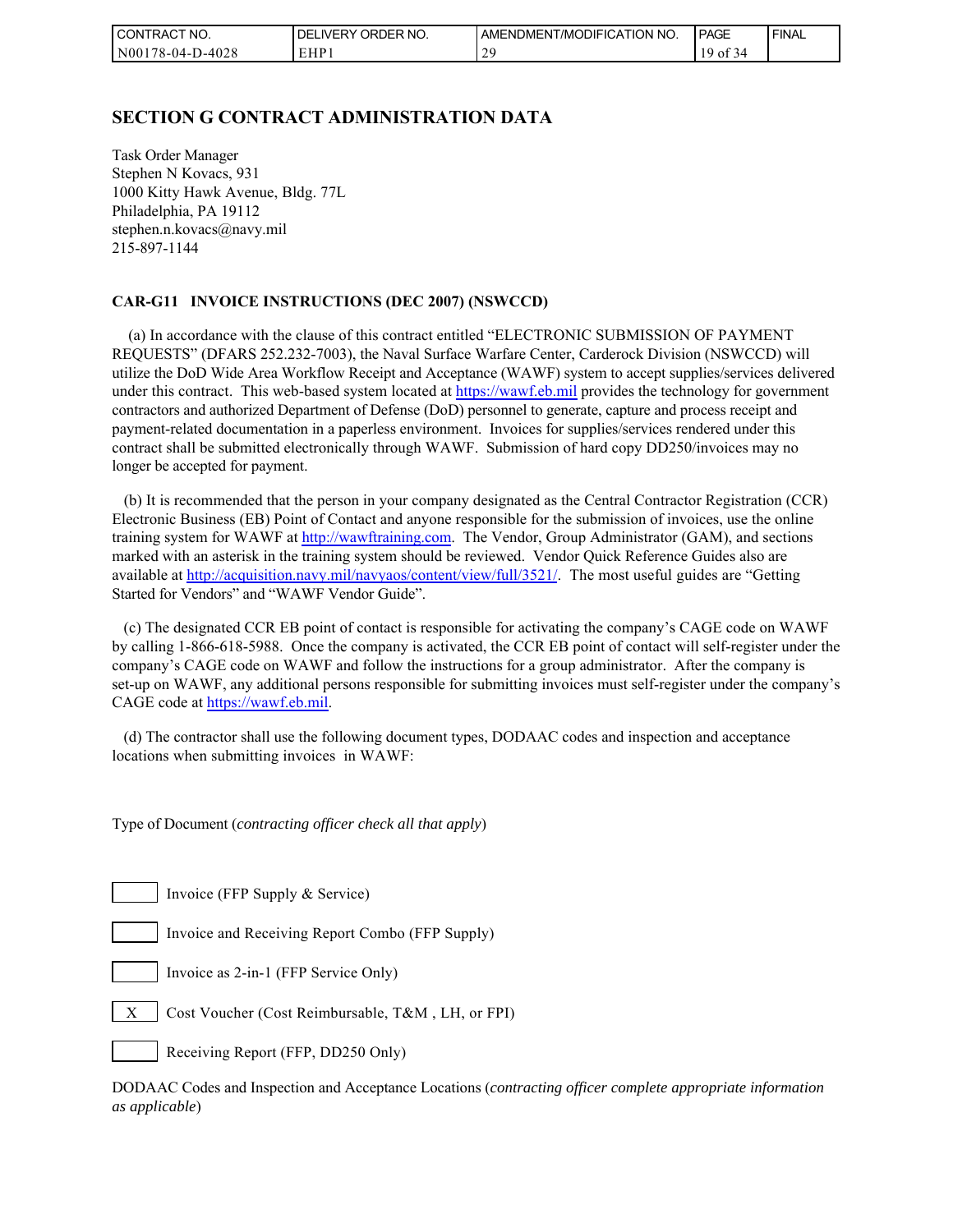## SECTION G CONTRACT ADMINISTRATION DATA

Task Order Manager
Stephen N Kovacs, 931
1000 Kitty Hawk Avenue, Bldg. 77L
Philadelphia, PA 19112
stephen.n.kovacs@navy.mil
215-897-1144

### CAR-G11 INVOICE INSTRUCTIONS (DEC 2007) (NSWCCD)

(a) In accordance with the clause of this contract entitled "ELECTRONIC SUBMISSION OF PAYMENT REQUESTS" (DFARS 252.232-7003), the Naval Surface Warfare Center, Carderock Division (NSWCCD) will utilize the DoD Wide Area Workflow Receipt and Acceptance (WAWF) system to accept supplies/services delivered under this contract. This web-based system located at https://wawf.eb.mil provides the technology for government contractors and authorized Department of Defense (DoD) personnel to generate, capture and process receipt and payment-related documentation in a paperless environment. Invoices for supplies/services rendered under this contract shall be submitted electronically through WAWF. Submission of hard copy DD250/invoices may no longer be accepted for payment.

(b) It is recommended that the person in your company designated as the Central Contractor Registration (CCR) Electronic Business (EB) Point of Contact and anyone responsible for the submission of invoices, use the online training system for WAWF at http://wawftraining.com. The Vendor, Group Administrator (GAM), and sections marked with an asterisk in the training system should be reviewed. Vendor Quick Reference Guides also are available at http://acquisition.navy.mil/navyaos/content/view/full/3521/. The most useful guides are "Getting Started for Vendors" and "WAWF Vendor Guide".

(c) The designated CCR EB point of contact is responsible for activating the company's CAGE code on WAWF by calling 1-866-618-5988. Once the company is activated, the CCR EB point of contact will self-register under the company's CAGE code on WAWF and follow the instructions for a group administrator. After the company is set-up on WAWF, any additional persons responsible for submitting invoices must self-register under the company's CAGE code at https://wawf.eb.mil.

(d) The contractor shall use the following document types, DODAAC codes and inspection and acceptance locations when submitting invoices in WAWF:

Type of Document (*contracting officer check all that apply*)

[ ] Invoice (FFP Supply & Service)

[ ] Invoice and Receiving Report Combo (FFP Supply)

[ ] Invoice as 2-in-1 (FFP Service Only)

[X] Cost Voucher (Cost Reimbursable, T&M , LH, or FPI)

[ ] Receiving Report (FFP, DD250 Only)

DODAAC Codes and Inspection and Acceptance Locations (*contracting officer complete appropriate information as applicable*)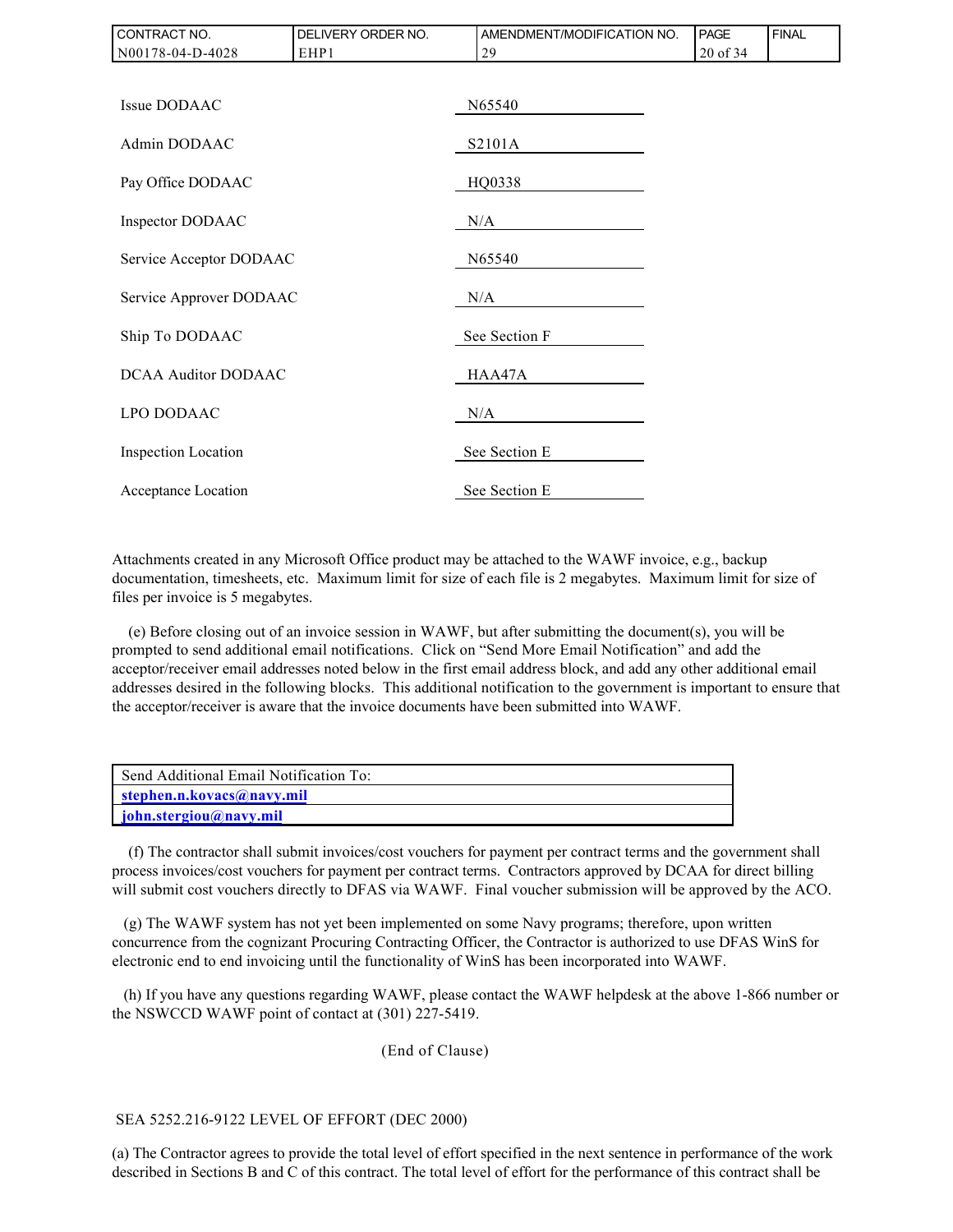| | |
|---|---|
| Issue DODAAC | N65540 |
| Admin DODAAC | S2101A |
| Pay Office DODAAC | HQ0338 |
| Inspector DODAAC | N/A |
| Service Acceptor DODAAC | N65540 |
| Service Approver DODAAC | N/A |
| Ship To DODAAC | See Section F |
| DCAA Auditor DODAAC | HAA47A |
| LPO DODAAC | N/A |
| Inspection Location | See Section E |
| Acceptance Location | See Section E |

Attachments created in any Microsoft Office product may be attached to the WAWF invoice, e.g., backup documentation, timesheets, etc. Maximum limit for size of each file is 2 megabytes. Maximum limit for size of files per invoice is 5 megabytes.

(e) Before closing out of an invoice session in WAWF, but after submitting the document(s), you will be prompted to send additional email notifications. Click on "Send More Email Notification" and add the acceptor/receiver email addresses noted below in the first email address block, and add any other additional email addresses desired in the following blocks. This additional notification to the government is important to ensure that the acceptor/receiver is aware that the invoice documents have been submitted into WAWF.

| Send Additional Email Notification To: |
|---|
| stephen.n.kovacs@navy.mil |
| john.stergiou@navy.mil |

(f) The contractor shall submit invoices/cost vouchers for payment per contract terms and the government shall process invoices/cost vouchers for payment per contract terms. Contractors approved by DCAA for direct billing will submit cost vouchers directly to DFAS via WAWF. Final voucher submission will be approved by the ACO.

(g) The WAWF system has not yet been implemented on some Navy programs; therefore, upon written concurrence from the cognizant Procuring Contracting Officer, the Contractor is authorized to use DFAS WinS for electronic end to end invoicing until the functionality of WinS has been incorporated into WAWF.

(h) If you have any questions regarding WAWF, please contact the WAWF helpdesk at the above 1-866 number or the NSWCCD WAWF point of contact at (301) 227-5419.

(End of Clause)

SEA 5252.216-9122 LEVEL OF EFFORT (DEC 2000)

(a) The Contractor agrees to provide the total level of effort specified in the next sentence in performance of the work described in Sections B and C of this contract. The total level of effort for the performance of this contract shall be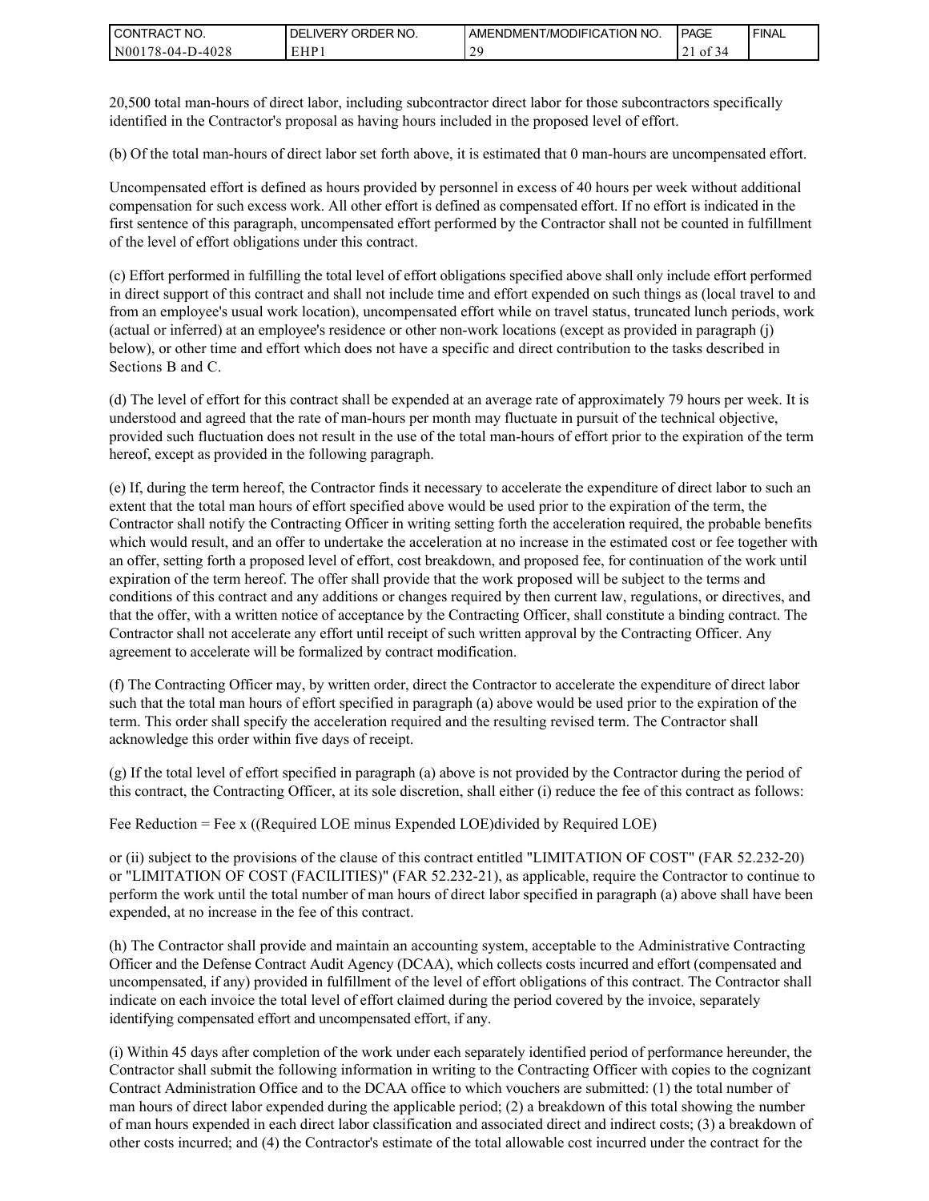20,500 total man-hours of direct labor, including subcontractor direct labor for those subcontractors specifically identified in the Contractor's proposal as having hours included in the proposed level of effort.

(b) Of the total man-hours of direct labor set forth above, it is estimated that 0 man-hours are uncompensated effort.

Uncompensated effort is defined as hours provided by personnel in excess of 40 hours per week without additional compensation for such excess work. All other effort is defined as compensated effort. If no effort is indicated in the first sentence of this paragraph, uncompensated effort performed by the Contractor shall not be counted in fulfillment of the level of effort obligations under this contract.

(c) Effort performed in fulfilling the total level of effort obligations specified above shall only include effort performed in direct support of this contract and shall not include time and effort expended on such things as (local travel to and from an employee's usual work location), uncompensated effort while on travel status, truncated lunch periods, work (actual or inferred) at an employee's residence or other non-work locations (except as provided in paragraph (j) below), or other time and effort which does not have a specific and direct contribution to the tasks described in Sections B and C.

(d) The level of effort for this contract shall be expended at an average rate of approximately 79 hours per week. It is understood and agreed that the rate of man-hours per month may fluctuate in pursuit of the technical objective, provided such fluctuation does not result in the use of the total man-hours of effort prior to the expiration of the term hereof, except as provided in the following paragraph.

(e) If, during the term hereof, the Contractor finds it necessary to accelerate the expenditure of direct labor to such an extent that the total man hours of effort specified above would be used prior to the expiration of the term, the Contractor shall notify the Contracting Officer in writing setting forth the acceleration required, the probable benefits which would result, and an offer to undertake the acceleration at no increase in the estimated cost or fee together with an offer, setting forth a proposed level of effort, cost breakdown, and proposed fee, for continuation of the work until expiration of the term hereof. The offer shall provide that the work proposed will be subject to the terms and conditions of this contract and any additions or changes required by then current law, regulations, or directives, and that the offer, with a written notice of acceptance by the Contracting Officer, shall constitute a binding contract. The Contractor shall not accelerate any effort until receipt of such written approval by the Contracting Officer. Any agreement to accelerate will be formalized by contract modification.

(f) The Contracting Officer may, by written order, direct the Contractor to accelerate the expenditure of direct labor such that the total man hours of effort specified in paragraph (a) above would be used prior to the expiration of the term. This order shall specify the acceleration required and the resulting revised term. The Contractor shall acknowledge this order within five days of receipt.

(g) If the total level of effort specified in paragraph (a) above is not provided by the Contractor during the period of this contract, the Contracting Officer, at its sole discretion, shall either (i) reduce the fee of this contract as follows:

Fee Reduction = Fee x ((Required LOE minus Expended LOE)divided by Required LOE)

or (ii) subject to the provisions of the clause of this contract entitled "LIMITATION OF COST" (FAR 52.232-20) or "LIMITATION OF COST (FACILITIES)" (FAR 52.232-21), as applicable, require the Contractor to continue to perform the work until the total number of man hours of direct labor specified in paragraph (a) above shall have been expended, at no increase in the fee of this contract.

(h) The Contractor shall provide and maintain an accounting system, acceptable to the Administrative Contracting Officer and the Defense Contract Audit Agency (DCAA), which collects costs incurred and effort (compensated and uncompensated, if any) provided in fulfillment of the level of effort obligations of this contract. The Contractor shall indicate on each invoice the total level of effort claimed during the period covered by the invoice, separately identifying compensated effort and uncompensated effort, if any.

(i) Within 45 days after completion of the work under each separately identified period of performance hereunder, the Contractor shall submit the following information in writing to the Contracting Officer with copies to the cognizant Contract Administration Office and to the DCAA office to which vouchers are submitted: (1) the total number of man hours of direct labor expended during the applicable period; (2) a breakdown of this total showing the number of man hours expended in each direct labor classification and associated direct and indirect costs; (3) a breakdown of other costs incurred; and (4) the Contractor's estimate of the total allowable cost incurred under the contract for the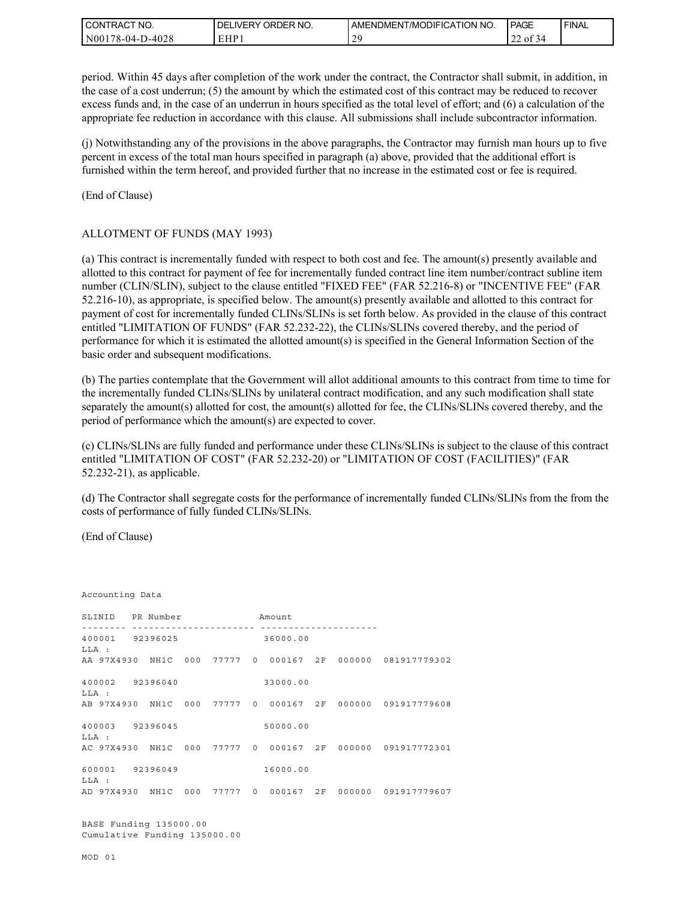period. Within 45 days after completion of the work under the contract, the Contractor shall submit, in addition, in the case of a cost underrun; (5) the amount by which the estimated cost of this contract may be reduced to recover excess funds and, in the case of an underrun in hours specified as the total level of effort; and (6) a calculation of the appropriate fee reduction in accordance with this clause. All submissions shall include subcontractor information.

(j) Notwithstanding any of the provisions in the above paragraphs, the Contractor may furnish man hours up to five percent in excess of the total man hours specified in paragraph (a) above, provided that the additional effort is furnished within the term hereof, and provided further that no increase in the estimated cost or fee is required.

(End of Clause)

ALLOTMENT OF FUNDS (MAY 1993)

(a) This contract is incrementally funded with respect to both cost and fee. The amount(s) presently available and allotted to this contract for payment of fee for incrementally funded contract line item number/contract subline item number (CLIN/SLIN), subject to the clause entitled "FIXED FEE" (FAR 52.216-8) or "INCENTIVE FEE" (FAR 52.216-10), as appropriate, is specified below. The amount(s) presently available and allotted to this contract for payment of cost for incrementally funded CLINs/SLINs is set forth below. As provided in the clause of this contract entitled "LIMITATION OF FUNDS" (FAR 52.232-22), the CLINs/SLINs covered thereby, and the period of performance for which it is estimated the allotted amount(s) is specified in the General Information Section of the basic order and subsequent modifications.

(b) The parties contemplate that the Government will allot additional amounts to this contract from time to time for the incrementally funded CLINs/SLINs by unilateral contract modification, and any such modification shall state separately the amount(s) allotted for cost, the amount(s) allotted for fee, the CLINs/SLINs covered thereby, and the period of performance which the amount(s) are expected to cover.

(c) CLINs/SLINs are fully funded and performance under these CLINs/SLINs is subject to the clause of this contract entitled "LIMITATION OF COST" (FAR 52.232-20) or "LIMITATION OF COST (FACILITIES)" (FAR 52.232-21), as applicable.

(d) The Contractor shall segregate costs for the performance of incrementally funded CLINs/SLINs from the from the costs of performance of fully funded CLINs/SLINs.

(End of Clause)

```
Accounting Data

SLINID   PR Number              Amount
-------- ---------------------- ---------------------
400001   92396025                36000.00
LLA :
AA 97X4930  NH1C  000  77777  0  000167  2F  000000  081917779302

400002   92396040                33000.00
LLA :
AB 97X4930  NH1C  000  77777  0  000167  2F  000000  091917779608

400003   92396045                50000.00
LLA :
AC 97X4930  NH1C  000  77777  0  000167  2F  000000  091917772301

600001   92396049                16000.00
LLA :
AD 97X4930  NH1C  000  77777  0  000167  2F  000000  091917779607

BASE Funding 135000.00
Cumulative Funding 135000.00

MOD 01
```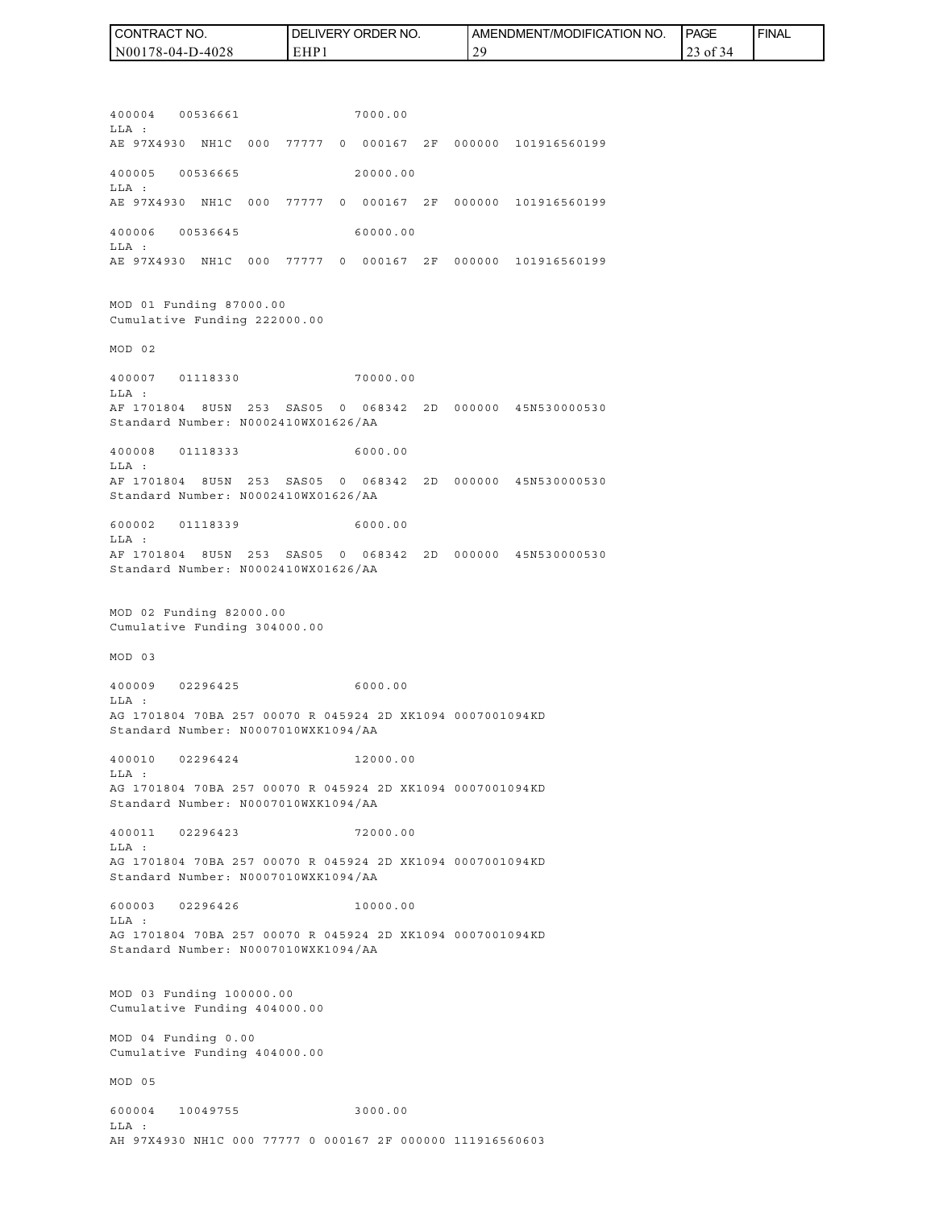400004 00536661 7000.00
LLA :
AE 97X4930 NH1C 000 77777 0 000167 2F 000000 101916560199

400005 00536665 20000.00
LLA :
AE 97X4930 NH1C 000 77777 0 000167 2F 000000 101916560199

400006 00536645 60000.00
LLA :
AE 97X4930 NH1C 000 77777 0 000167 2F 000000 101916560199

MOD 01 Funding 87000.00
Cumulative Funding 222000.00

MOD 02

400007 01118330 70000.00
LLA :
AF 1701804 8U5N 253 SAS05 0 068342 2D 000000 45N530000530
Standard Number: N0002410WX01626/AA

400008 01118333 6000.00
LLA :
AF 1701804 8U5N 253 SAS05 0 068342 2D 000000 45N530000530
Standard Number: N0002410WX01626/AA

600002 01118339 6000.00
LLA :
AF 1701804 8U5N 253 SAS05 0 068342 2D 000000 45N530000530
Standard Number: N0002410WX01626/AA

MOD 02 Funding 82000.00
Cumulative Funding 304000.00

MOD 03

400009 02296425 6000.00
LLA :
AG 1701804 70BA 257 00070 R 045924 2D XK1094 0007001094KD
Standard Number: N0007010WXK1094/AA

400010 02296424 12000.00
LLA :
AG 1701804 70BA 257 00070 R 045924 2D XK1094 0007001094KD
Standard Number: N0007010WXK1094/AA

400011 02296423 72000.00
LLA :
AG 1701804 70BA 257 00070 R 045924 2D XK1094 0007001094KD
Standard Number: N0007010WXK1094/AA

600003 02296426 10000.00
LLA :
AG 1701804 70BA 257 00070 R 045924 2D XK1094 0007001094KD
Standard Number: N0007010WXK1094/AA

MOD 03 Funding 100000.00
Cumulative Funding 404000.00

MOD 04 Funding 0.00
Cumulative Funding 404000.00

MOD 05

600004 10049755 3000.00
LLA :
AH 97X4930 NH1C 000 77777 0 000167 2F 000000 111916560603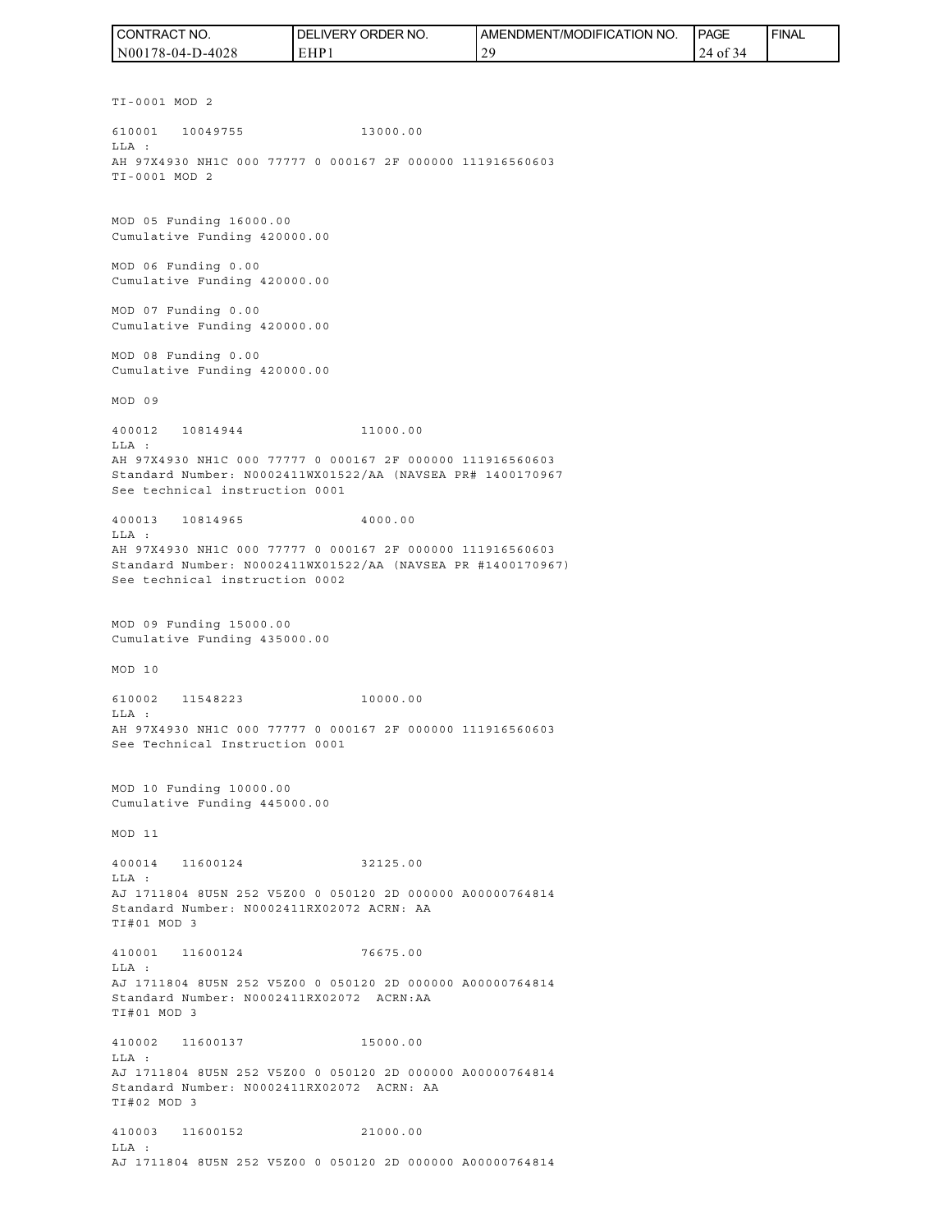TI-0001 MOD 2

610001 10049755 13000.00
LLA :
AH 97X4930 NH1C 000 77777 0 000167 2F 000000 111916560603
TI-0001 MOD 2

MOD 05 Funding 16000.00
Cumulative Funding 420000.00

MOD 06 Funding 0.00
Cumulative Funding 420000.00

MOD 07 Funding 0.00
Cumulative Funding 420000.00

MOD 08 Funding 0.00
Cumulative Funding 420000.00

MOD 09

400012 10814944 11000.00
LLA :
AH 97X4930 NH1C 000 77777 0 000167 2F 000000 111916560603
Standard Number: N0002411WX01522/AA (NAVSEA PR# 1400170967
See technical instruction 0001

400013 10814965 4000.00
LLA :
AH 97X4930 NH1C 000 77777 0 000167 2F 000000 111916560603
Standard Number: N0002411WX01522/AA (NAVSEA PR #1400170967)
See technical instruction 0002

MOD 09 Funding 15000.00
Cumulative Funding 435000.00

MOD 10

610002 11548223 10000.00
LLA :
AH 97X4930 NH1C 000 77777 0 000167 2F 000000 111916560603
See Technical Instruction 0001

MOD 10 Funding 10000.00
Cumulative Funding 445000.00

MOD 11

400014 11600124 32125.00
LLA :
AJ 1711804 8U5N 252 V5Z00 0 050120 2D 000000 A00000764814
Standard Number: N0002411RX02072 ACRN: AA
TI#01 MOD 3

410001 11600124 76675.00
LLA :
AJ 1711804 8U5N 252 V5Z00 0 050120 2D 000000 A00000764814
Standard Number: N0002411RX02072 ACRN:AA
TI#01 MOD 3

410002 11600137 15000.00
LLA :
AJ 1711804 8U5N 252 V5Z00 0 050120 2D 000000 A00000764814
Standard Number: N0002411RX02072 ACRN: AA
TI#02 MOD 3

410003 11600152 21000.00
LLA :
AJ 1711804 8U5N 252 V5Z00 0 050120 2D 000000 A00000764814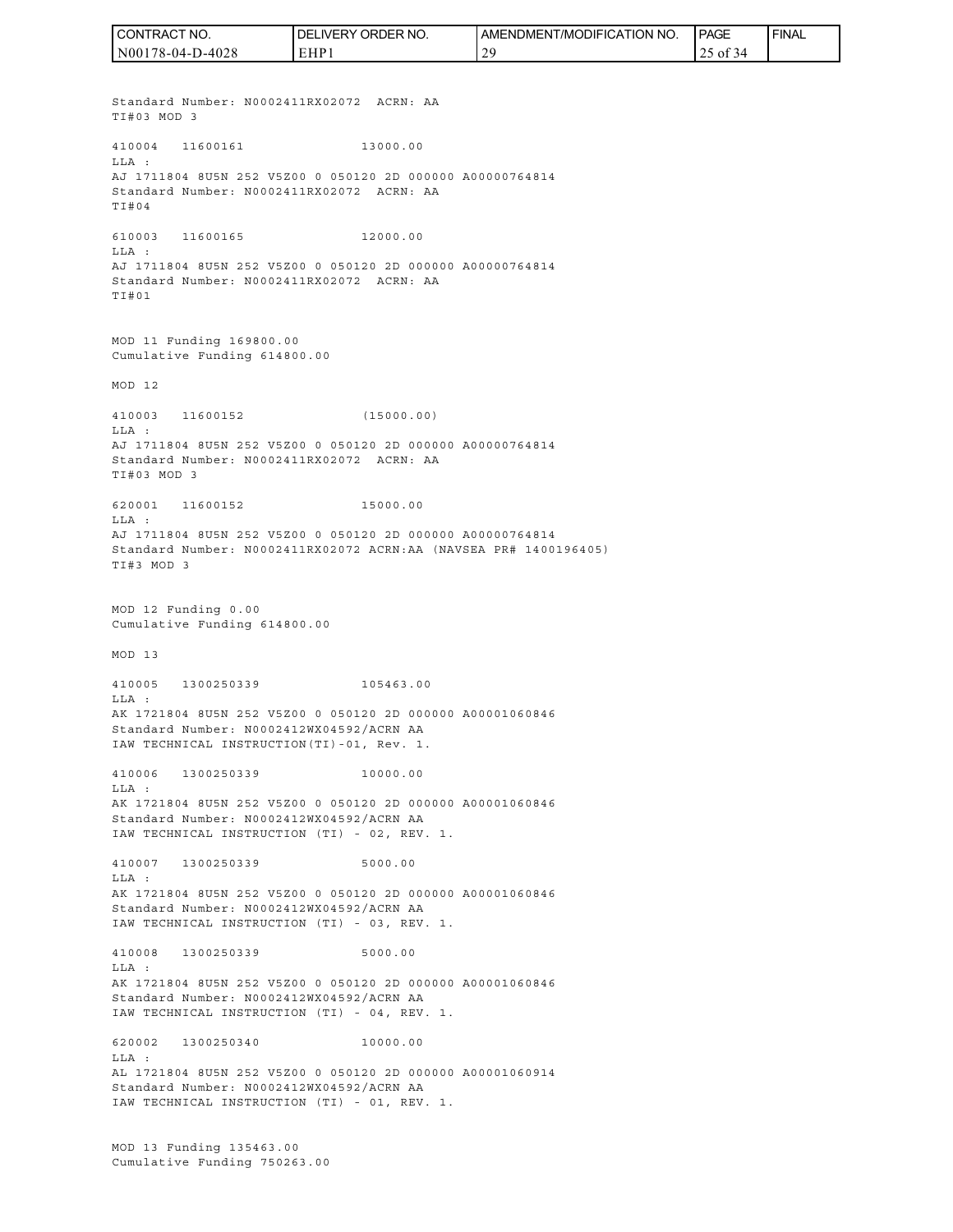Standard Number: N0002411RX02072 ACRN: AA
TI#03 MOD 3

410004 11600161 13000.00
LLA :
AJ 1711804 8U5N 252 V5Z00 0 050120 2D 000000 A00000764814
Standard Number: N0002411RX02072 ACRN: AA
TI#04

610003 11600165 12000.00
LLA :
AJ 1711804 8U5N 252 V5Z00 0 050120 2D 000000 A00000764814
Standard Number: N0002411RX02072 ACRN: AA
TI#01

MOD 11 Funding 169800.00
Cumulative Funding 614800.00

MOD 12

410003 11600152 (15000.00)
LLA :
AJ 1711804 8U5N 252 V5Z00 0 050120 2D 000000 A00000764814
Standard Number: N0002411RX02072 ACRN: AA
TI#03 MOD 3

620001 11600152 15000.00
LLA :
AJ 1711804 8U5N 252 V5Z00 0 050120 2D 000000 A00000764814
Standard Number: N0002411RX02072 ACRN:AA (NAVSEA PR# 1400196405)
TI#3 MOD 3

MOD 12 Funding 0.00
Cumulative Funding 614800.00

MOD 13

410005 1300250339 105463.00
LLA :
AK 1721804 8U5N 252 V5Z00 0 050120 2D 000000 A00001060846
Standard Number: N0002412WX04592/ACRN AA
IAW TECHNICAL INSTRUCTION(TI)-01, Rev. 1.

410006 1300250339 10000.00
LLA :
AK 1721804 8U5N 252 V5Z00 0 050120 2D 000000 A00001060846
Standard Number: N0002412WX04592/ACRN AA
IAW TECHNICAL INSTRUCTION (TI) - 02, REV. 1.

410007 1300250339 5000.00
LLA :
AK 1721804 8U5N 252 V5Z00 0 050120 2D 000000 A00001060846
Standard Number: N0002412WX04592/ACRN AA
IAW TECHNICAL INSTRUCTION (TI) - 03, REV. 1.

410008 1300250339 5000.00
LLA :
AK 1721804 8U5N 252 V5Z00 0 050120 2D 000000 A00001060846
Standard Number: N0002412WX04592/ACRN AA
IAW TECHNICAL INSTRUCTION (TI) - 04, REV. 1.

620002 1300250340 10000.00
LLA :
AL 1721804 8U5N 252 V5Z00 0 050120 2D 000000 A00001060914
Standard Number: N0002412WX04592/ACRN AA
IAW TECHNICAL INSTRUCTION (TI) - 01, REV. 1.

MOD 13 Funding 135463.00
Cumulative Funding 750263.00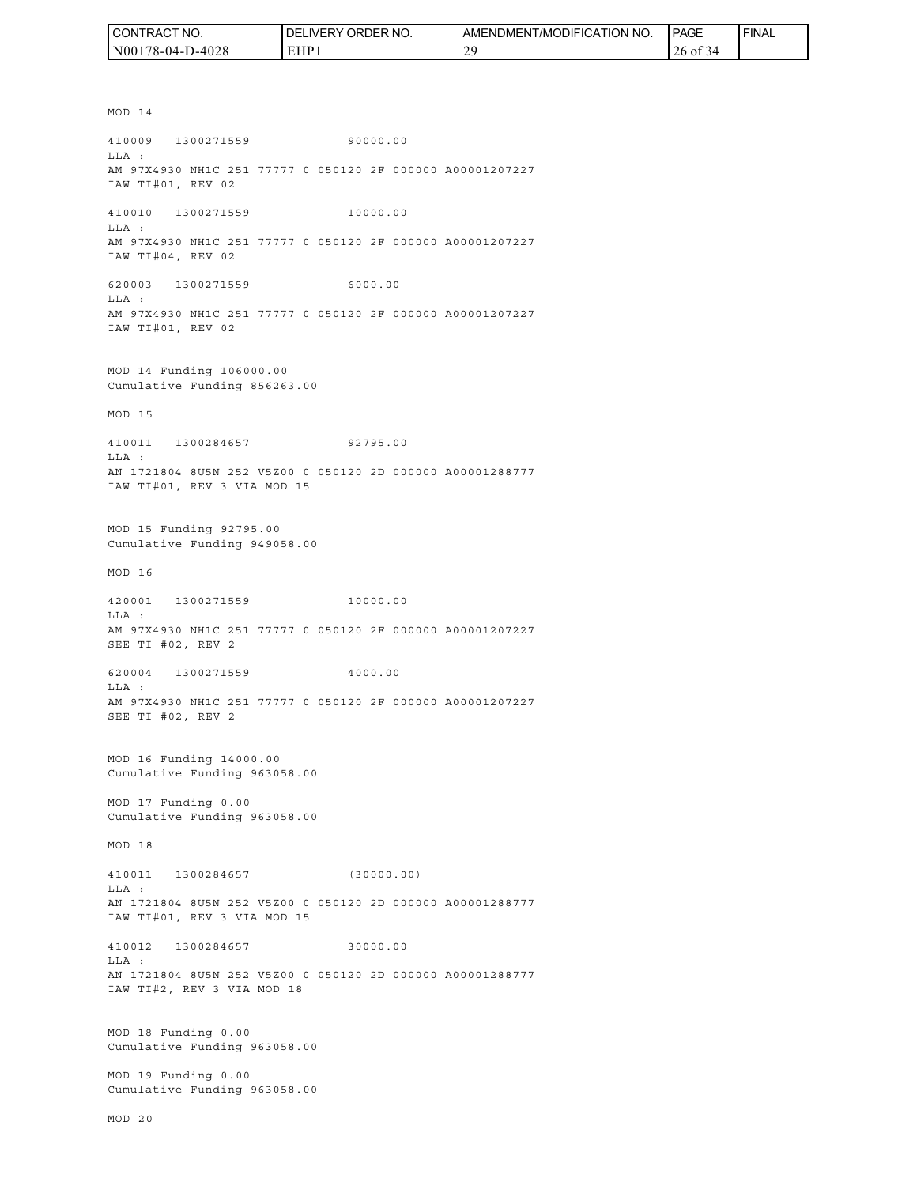MOD 14

410009 1300271559 90000.00
LLA :
AM 97X4930 NH1C 251 77777 0 050120 2F 000000 A00001207227
IAW TI#01, REV 02

410010 1300271559 10000.00
LLA :
AM 97X4930 NH1C 251 77777 0 050120 2F 000000 A00001207227
IAW TI#04, REV 02

620003 1300271559 6000.00
LLA :
AM 97X4930 NH1C 251 77777 0 050120 2F 000000 A00001207227
IAW TI#01, REV 02

MOD 14 Funding 106000.00
Cumulative Funding 856263.00

MOD 15

410011 1300284657 92795.00
LLA :
AN 1721804 8U5N 252 V5Z00 0 050120 2D 000000 A00001288777
IAW TI#01, REV 3 VIA MOD 15

MOD 15 Funding 92795.00
Cumulative Funding 949058.00

MOD 16

420001 1300271559 10000.00
LLA :
AM 97X4930 NH1C 251 77777 0 050120 2F 000000 A00001207227
SEE TI #02, REV 2

620004 1300271559 4000.00
LLA :
AM 97X4930 NH1C 251 77777 0 050120 2F 000000 A00001207227
SEE TI #02, REV 2

MOD 16 Funding 14000.00
Cumulative Funding 963058.00

MOD 17 Funding 0.00
Cumulative Funding 963058.00

MOD 18

410011 1300284657 (30000.00)
LLA :
AN 1721804 8U5N 252 V5Z00 0 050120 2D 000000 A00001288777
IAW TI#01, REV 3 VIA MOD 15

410012 1300284657 30000.00
LLA :
AN 1721804 8U5N 252 V5Z00 0 050120 2D 000000 A00001288777
IAW TI#2, REV 3 VIA MOD 18

MOD 18 Funding 0.00
Cumulative Funding 963058.00

MOD 19 Funding 0.00
Cumulative Funding 963058.00

MOD 20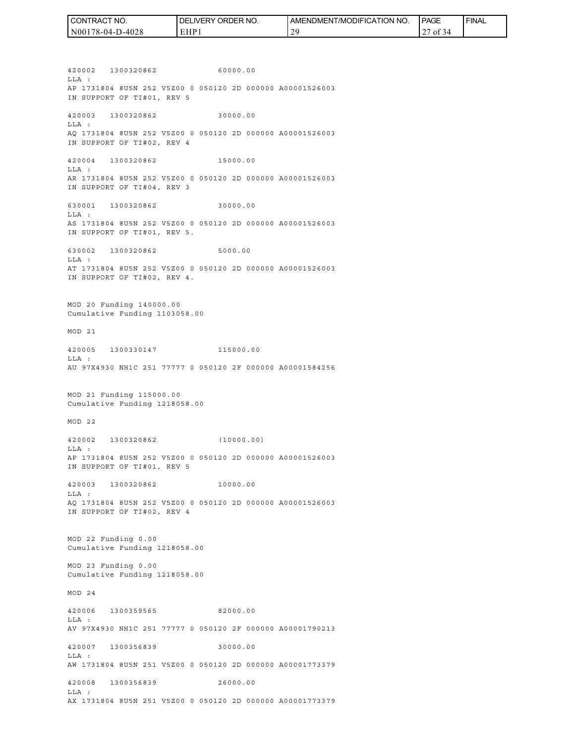420002 1300320862 60000.00
LLA :
AP 1731804 8U5N 252 V5Z00 0 050120 2D 000000 A00001526003
IN SUPPORT OF TI#01, REV 5

420003 1300320862 30000.00
LLA :
AQ 1731804 8U5N 252 V5Z00 0 050120 2D 000000 A00001526003
IN SUPPORT OF TI#02, REV 4

420004 1300320862 15000.00
LLA :
AR 1731804 8U5N 252 V5Z00 0 050120 2D 000000 A00001526003
IN SUPPORT OF TI#04, REV 3

630001 1300320862 30000.00
LLA :
AS 1731804 8U5N 252 V5Z00 0 050120 2D 000000 A00001526003
IN SUPPORT OF TI#01, REV 5.

630002 1300320862 5000.00
LLA :
AT 1731804 8U5N 252 V5Z00 0 050120 2D 000000 A00001526003
IN SUPPORT OF TI#02, REV 4.

MOD 20 Funding 140000.00
Cumulative Funding 1103058.00

MOD 21

420005 1300330147 115000.00
LLA :
AU 97X4930 NH1C 251 77777 0 050120 2F 000000 A00001584256

MOD 21 Funding 115000.00
Cumulative Funding 1218058.00

MOD 22

420002 1300320862 (10000.00)
LLA :
AP 1731804 8U5N 252 V5Z00 0 050120 2D 000000 A00001526003
IN SUPPORT OF TI#01, REV 5

420003 1300320862 10000.00
LLA :
AQ 1731804 8U5N 252 V5Z00 0 050120 2D 000000 A00001526003
IN SUPPORT OF TI#02, REV 4

MOD 22 Funding 0.00
Cumulative Funding 1218058.00

MOD 23 Funding 0.00
Cumulative Funding 1218058.00

MOD 24

420006 1300359565 82000.00
LLA :
AV 97X4930 NH1C 251 77777 0 050120 2F 000000 A00001790213

420007 1300356839 30000.00
LLA :
AW 1731804 8U5N 251 V5Z00 0 050120 2D 000000 A00001773379

420008 1300356839 26000.00
LLA :
AX 1731804 8U5N 251 V5Z00 0 050120 2D 000000 A00001773379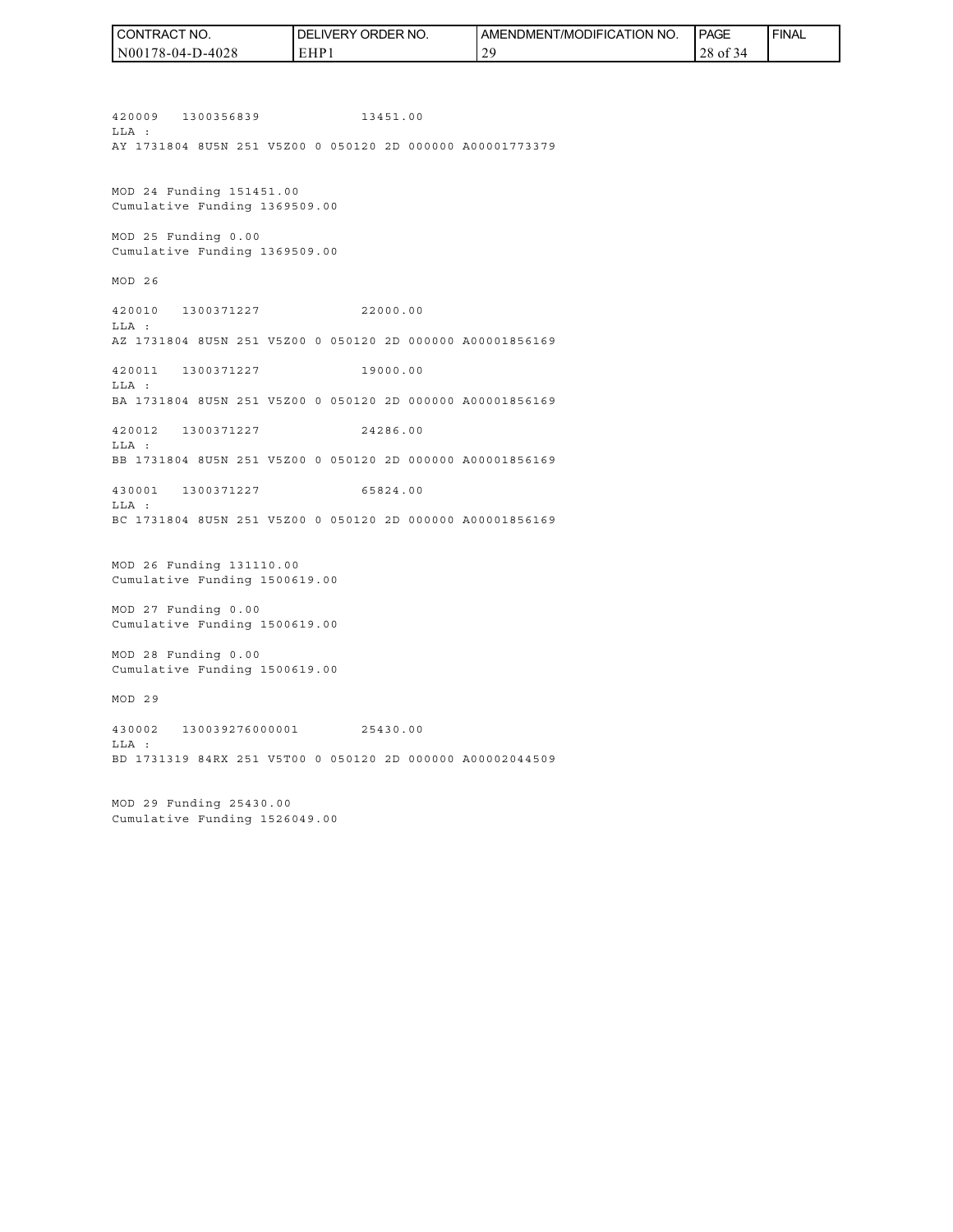420009   1300356839              13451.00
LLA :
AY 1731804 8U5N 251 V5Z00 0 050120 2D 000000 A00001773379

MOD 24 Funding 151451.00
Cumulative Funding 1369509.00

MOD 25 Funding 0.00
Cumulative Funding 1369509.00

MOD 26

420010   1300371227              22000.00
LLA :
AZ 1731804 8U5N 251 V5Z00 0 050120 2D 000000 A00001856169

420011   1300371227              19000.00
LLA :
BA 1731804 8U5N 251 V5Z00 0 050120 2D 000000 A00001856169

420012   1300371227              24286.00
LLA :
BB 1731804 8U5N 251 V5Z00 0 050120 2D 000000 A00001856169

430001   1300371227              65824.00
LLA :
BC 1731804 8U5N 251 V5Z00 0 050120 2D 000000 A00001856169

MOD 26 Funding 131110.00
Cumulative Funding 1500619.00

MOD 27 Funding 0.00
Cumulative Funding 1500619.00

MOD 28 Funding 0.00
Cumulative Funding 1500619.00

MOD 29

430002   130039276000001         25430.00
LLA :
BD 1731319 84RX 251 V5T00 0 050120 2D 000000 A00002044509

MOD 29 Funding 25430.00
Cumulative Funding 1526049.00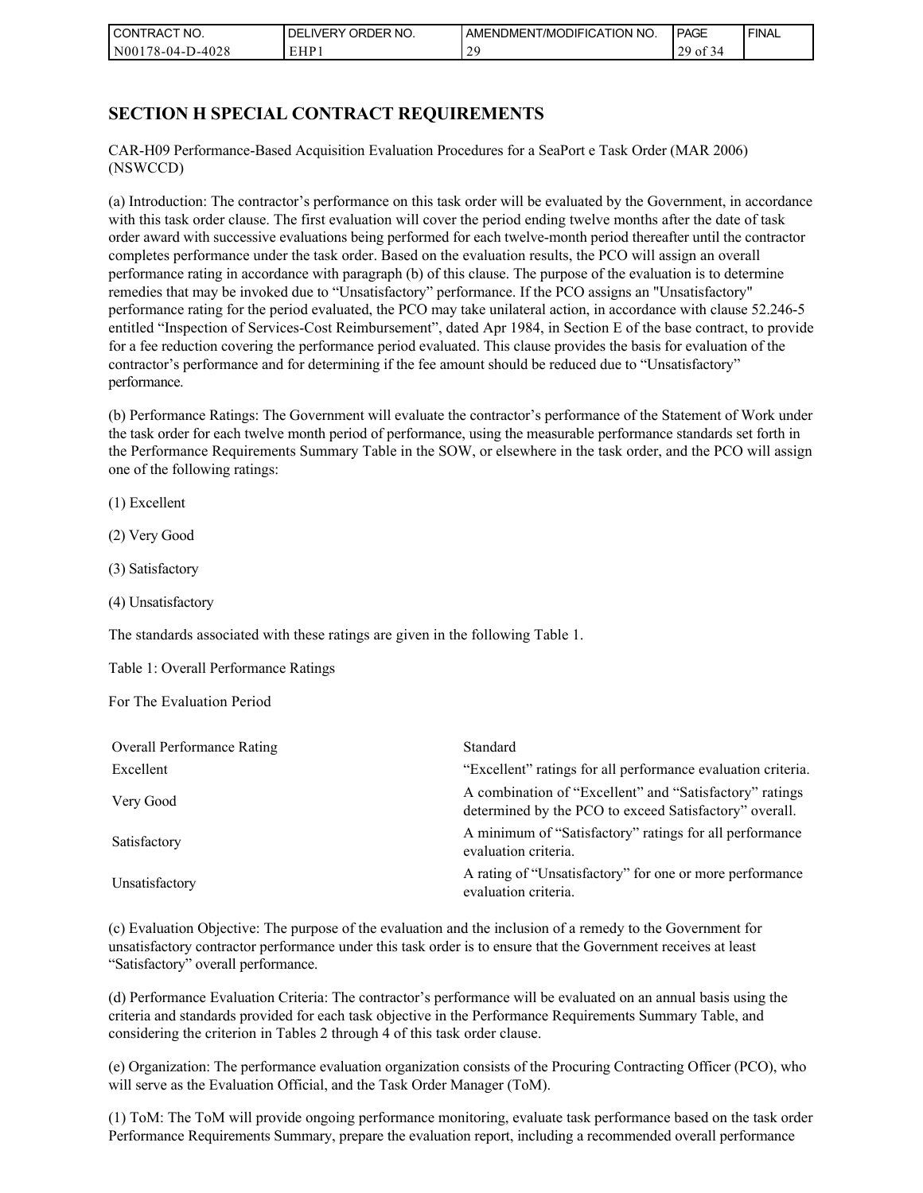## SECTION H SPECIAL CONTRACT REQUIREMENTS

CAR-H09 Performance-Based Acquisition Evaluation Procedures for a SeaPort e Task Order (MAR 2006) (NSWCCD)

(a) Introduction: The contractor's performance on this task order will be evaluated by the Government, in accordance with this task order clause. The first evaluation will cover the period ending twelve months after the date of task order award with successive evaluations being performed for each twelve-month period thereafter until the contractor completes performance under the task order. Based on the evaluation results, the PCO will assign an overall performance rating in accordance with paragraph (b) of this clause. The purpose of the evaluation is to determine remedies that may be invoked due to "Unsatisfactory" performance. If the PCO assigns an "Unsatisfactory" performance rating for the period evaluated, the PCO may take unilateral action, in accordance with clause 52.246-5 entitled "Inspection of Services-Cost Reimbursement", dated Apr 1984, in Section E of the base contract, to provide for a fee reduction covering the performance period evaluated. This clause provides the basis for evaluation of the contractor's performance and for determining if the fee amount should be reduced due to "Unsatisfactory" performance.

(b) Performance Ratings: The Government will evaluate the contractor's performance of the Statement of Work under the task order for each twelve month period of performance, using the measurable performance standards set forth in the Performance Requirements Summary Table in the SOW, or elsewhere in the task order, and the PCO will assign one of the following ratings:

(1) Excellent

(2) Very Good

(3) Satisfactory

(4) Unsatisfactory

The standards associated with these ratings are given in the following Table 1.

Table 1: Overall Performance Ratings

For The Evaluation Period

| Overall Performance Rating | Standard |
|---|---|
| Excellent | "Excellent" ratings for all performance evaluation criteria. |
| Very Good | A combination of "Excellent" and "Satisfactory" ratings determined by the PCO to exceed Satisfactory" overall. |
| Satisfactory | A minimum of "Satisfactory" ratings for all performance evaluation criteria. |
| Unsatisfactory | A rating of "Unsatisfactory" for one or more performance evaluation criteria. |

(c) Evaluation Objective: The purpose of the evaluation and the inclusion of a remedy to the Government for unsatisfactory contractor performance under this task order is to ensure that the Government receives at least "Satisfactory" overall performance.

(d) Performance Evaluation Criteria: The contractor's performance will be evaluated on an annual basis using the criteria and standards provided for each task objective in the Performance Requirements Summary Table, and considering the criterion in Tables 2 through 4 of this task order clause.

(e) Organization: The performance evaluation organization consists of the Procuring Contracting Officer (PCO), who will serve as the Evaluation Official, and the Task Order Manager (ToM).

(1) ToM: The ToM will provide ongoing performance monitoring, evaluate task performance based on the task order Performance Requirements Summary, prepare the evaluation report, including a recommended overall performance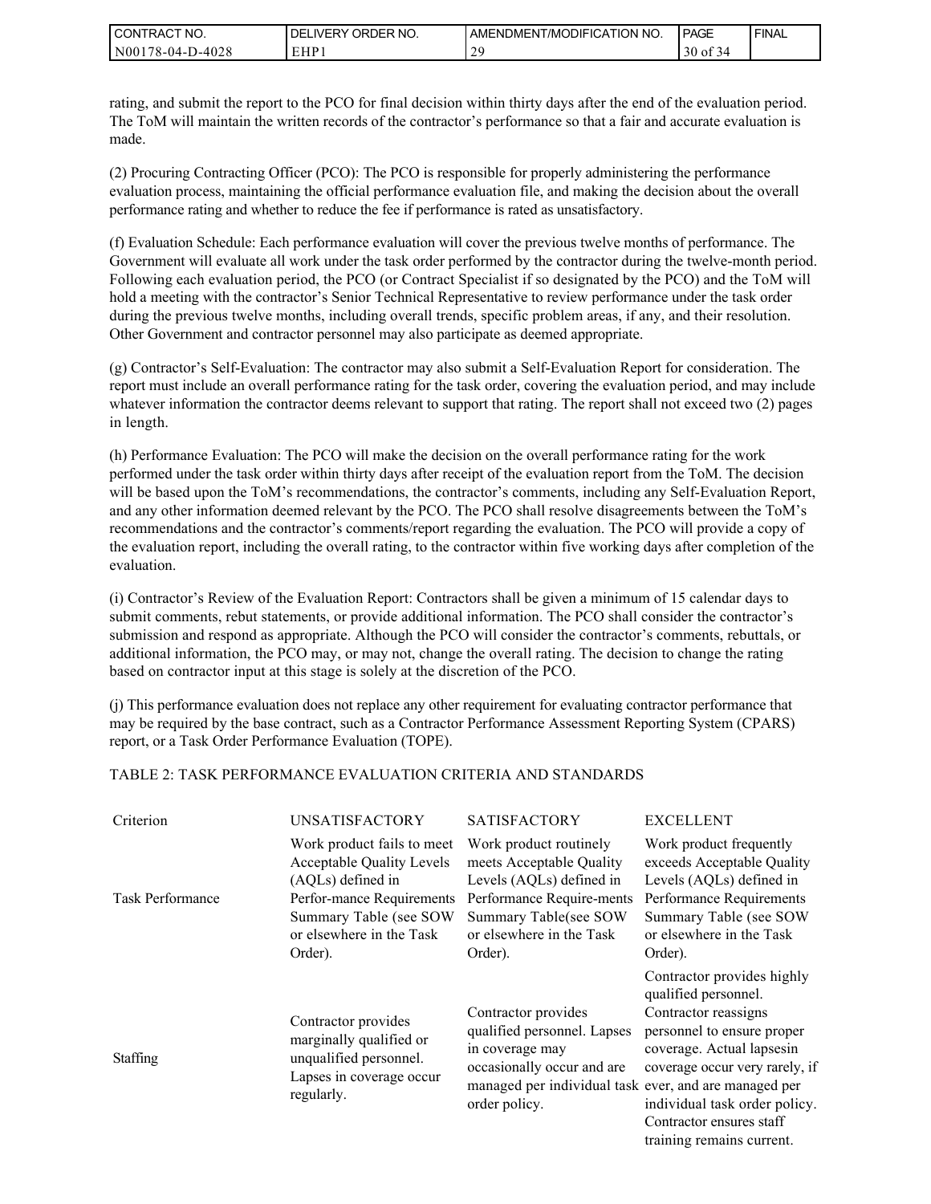rating, and submit the report to the PCO for final decision within thirty days after the end of the evaluation period. The ToM will maintain the written records of the contractor's performance so that a fair and accurate evaluation is made.

(2) Procuring Contracting Officer (PCO): The PCO is responsible for properly administering the performance evaluation process, maintaining the official performance evaluation file, and making the decision about the overall performance rating and whether to reduce the fee if performance is rated as unsatisfactory.

(f) Evaluation Schedule: Each performance evaluation will cover the previous twelve months of performance. The Government will evaluate all work under the task order performed by the contractor during the twelve-month period. Following each evaluation period, the PCO (or Contract Specialist if so designated by the PCO) and the ToM will hold a meeting with the contractor's Senior Technical Representative to review performance under the task order during the previous twelve months, including overall trends, specific problem areas, if any, and their resolution. Other Government and contractor personnel may also participate as deemed appropriate.

(g) Contractor's Self-Evaluation: The contractor may also submit a Self-Evaluation Report for consideration. The report must include an overall performance rating for the task order, covering the evaluation period, and may include whatever information the contractor deems relevant to support that rating. The report shall not exceed two (2) pages in length.

(h) Performance Evaluation: The PCO will make the decision on the overall performance rating for the work performed under the task order within thirty days after receipt of the evaluation report from the ToM. The decision will be based upon the ToM's recommendations, the contractor's comments, including any Self-Evaluation Report, and any other information deemed relevant by the PCO. The PCO shall resolve disagreements between the ToM's recommendations and the contractor's comments/report regarding the evaluation. The PCO will provide a copy of the evaluation report, including the overall rating, to the contractor within five working days after completion of the evaluation.

(i) Contractor's Review of the Evaluation Report: Contractors shall be given a minimum of 15 calendar days to submit comments, rebut statements, or provide additional information. The PCO shall consider the contractor's submission and respond as appropriate. Although the PCO will consider the contractor's comments, rebuttals, or additional information, the PCO may, or may not, change the overall rating. The decision to change the rating based on contractor input at this stage is solely at the discretion of the PCO.

(j) This performance evaluation does not replace any other requirement for evaluating contractor performance that may be required by the base contract, such as a Contractor Performance Assessment Reporting System (CPARS) report, or a Task Order Performance Evaluation (TOPE).

TABLE 2: TASK PERFORMANCE EVALUATION CRITERIA AND STANDARDS

| Criterion | UNSATISFACTORY | SATISFACTORY | EXCELLENT |
|---|---|---|---|
| Task Performance | Work product fails to meet Acceptable Quality Levels (AQLs) defined in Perfor-mance Requirements Summary Table (see SOW or elsewhere in the Task Order). | Work product routinely meets Acceptable Quality Levels (AQLs) defined in Performance Require-ments Summary Table(see SOW or elsewhere in the Task Order). | Work product frequently exceeds Acceptable Quality Levels (AQLs) defined in Performance Requirements Summary Table (see SOW or elsewhere in the Task Order). |
| Staffing | Contractor provides marginally qualified or unqualified personnel. Lapses in coverage occur regularly. | Contractor provides qualified personnel. Lapses in coverage may occasionally occur and are managed per individual task order policy. | Contractor provides highly qualified personnel. Contractor reassigns personnel to ensure proper coverage. Actual lapsesin coverage occur very rarely, if ever, and are managed per individual task order policy. Contractor ensures staff training remains current. |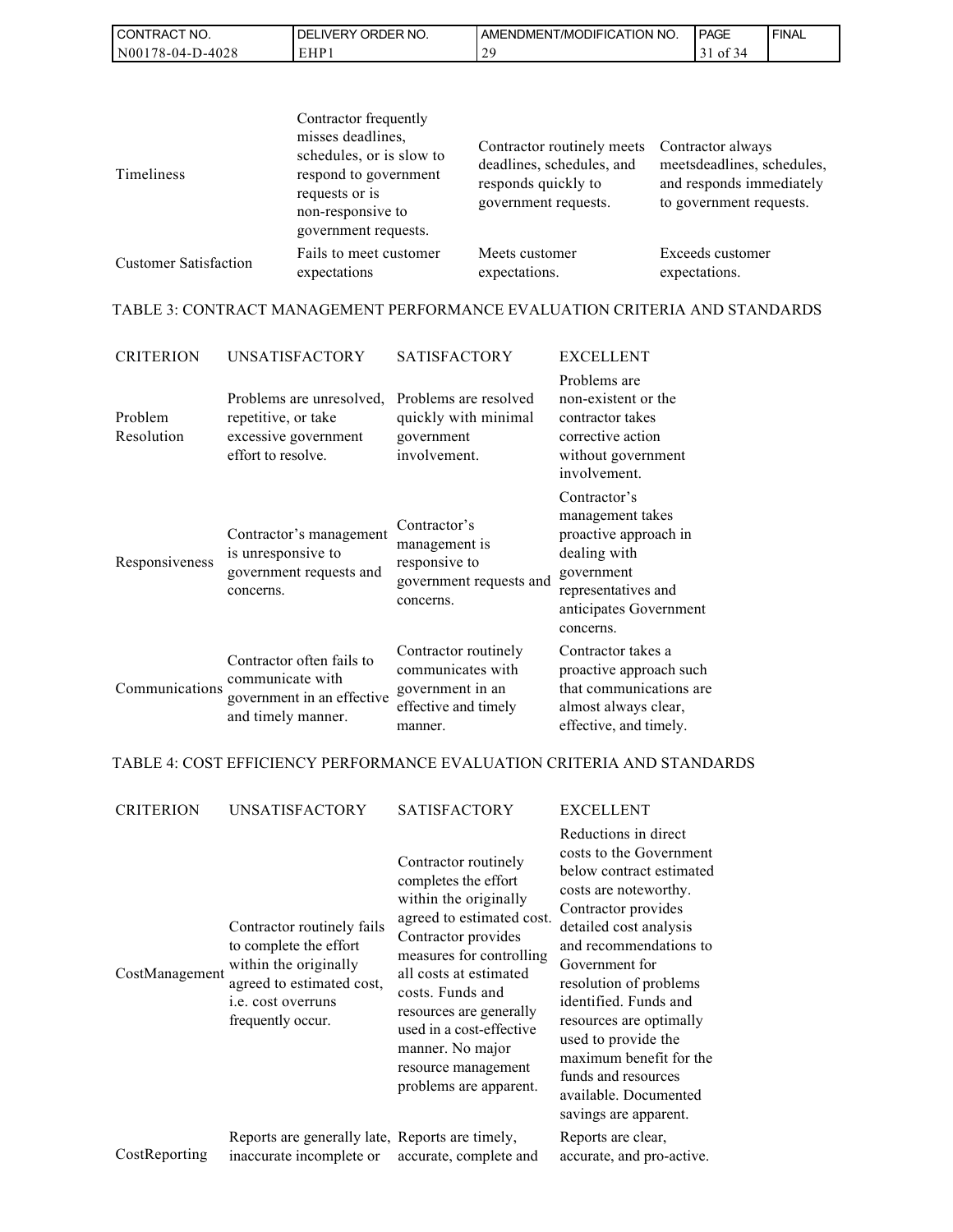| | | | |
|---|---|---|---|
| Timeliness | Contractor frequently misses deadlines, schedules, or is slow to respond to government requests or is non-responsive to government requests. | Contractor routinely meets deadlines, schedules, and responds quickly to government requests. | Contractor always meetsdeadlines, schedules, and responds immediately to government requests. |
| Customer Satisfaction | Fails to meet customer expectations | Meets customer expectations. | Exceeds customer expectations. |

TABLE 3: CONTRACT MANAGEMENT PERFORMANCE EVALUATION CRITERIA AND STANDARDS

| CRITERION | UNSATISFACTORY | SATISFACTORY | EXCELLENT |
|---|---|---|---|
| Problem Resolution | Problems are unresolved, repetitive, or take excessive government effort to resolve. | Problems are resolved quickly with minimal government involvement. | Problems are non-existent or the contractor takes corrective action without government involvement. |
| Responsiveness | Contractor's management is unresponsive to government requests and concerns. | Contractor's management is responsive to government requests and concerns. | Contractor's management takes proactive approach in dealing with government representatives and anticipates Government concerns. |
| Communications | Contractor often fails to communicate with government in an effective and timely manner. | Contractor routinely communicates with government in an effective and timely manner. | Contractor takes a proactive approach such that communications are almost always clear, effective, and timely. |

TABLE 4: COST EFFICIENCY PERFORMANCE EVALUATION CRITERIA AND STANDARDS

| CRITERION | UNSATISFACTORY | SATISFACTORY | EXCELLENT |
|---|---|---|---|
| CostManagement | Contractor routinely fails to complete the effort within the originally agreed to estimated cost, i.e. cost overruns frequently occur. | Contractor routinely completes the effort within the originally agreed to estimated cost. Contractor provides measures for controlling all costs at estimated costs. Funds and resources are generally used in a cost-effective manner. No major resource management problems are apparent. | Reductions in direct costs to the Government below contract estimated costs are noteworthy. Contractor provides detailed cost analysis and recommendations to Government for resolution of problems identified. Funds and resources are optimally used to provide the maximum benefit for the funds and resources available. Documented savings are apparent. |
| CostReporting | Reports are generally late, inaccurate incomplete or | Reports are timely, accurate, complete and | Reports are clear, accurate, and pro-active. |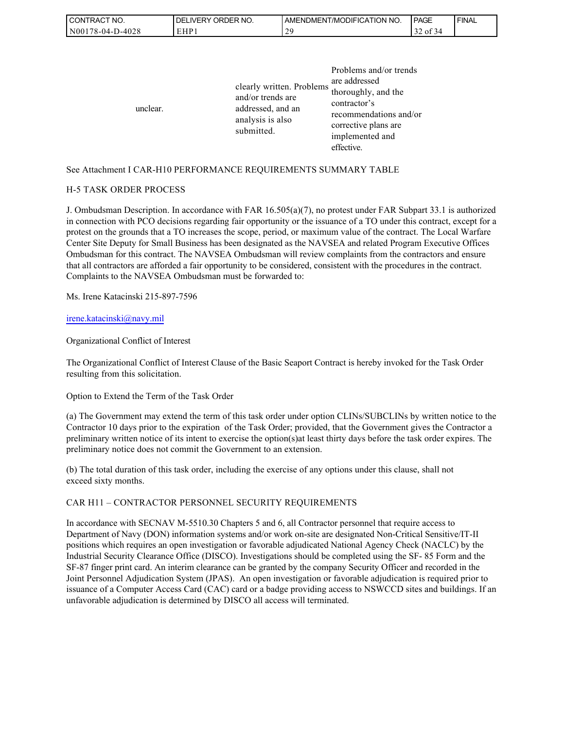| | | |
|---|---|---|
| unclear. | clearly written. Problems and/or trends are addressed, and an analysis is also submitted. | Problems and/or trends are addressed thoroughly, and the contractor's recommendations and/or corrective plans are implemented and effective. |

See Attachment I CAR-H10 PERFORMANCE REQUIREMENTS SUMMARY TABLE

H-5 TASK ORDER PROCESS

J. Ombudsman Description. In accordance with FAR 16.505(a)(7), no protest under FAR Subpart 33.1 is authorized in connection with PCO decisions regarding fair opportunity or the issuance of a TO under this contract, except for a protest on the grounds that a TO increases the scope, period, or maximum value of the contract. The Local Warfare Center Site Deputy for Small Business has been designated as the NAVSEA and related Program Executive Offices Ombudsman for this contract. The NAVSEA Ombudsman will review complaints from the contractors and ensure that all contractors are afforded a fair opportunity to be considered, consistent with the procedures in the contract. Complaints to the NAVSEA Ombudsman must be forwarded to:

Ms. Irene Katacinski 215-897-7596

irene.katacinski@navy.mil

Organizational Conflict of Interest

The Organizational Conflict of Interest Clause of the Basic Seaport Contract is hereby invoked for the Task Order resulting from this solicitation.

Option to Extend the Term of the Task Order

(a) The Government may extend the term of this task order under option CLINs/SUBCLINs by written notice to the Contractor 10 days prior to the expiration of the Task Order; provided, that the Government gives the Contractor a preliminary written notice of its intent to exercise the option(s)at least thirty days before the task order expires. The preliminary notice does not commit the Government to an extension.

(b) The total duration of this task order, including the exercise of any options under this clause, shall not exceed sixty months.

CAR H11 – CONTRACTOR PERSONNEL SECURITY REQUIREMENTS

In accordance with SECNAV M-5510.30 Chapters 5 and 6, all Contractor personnel that require access to Department of Navy (DON) information systems and/or work on-site are designated Non-Critical Sensitive/IT-II positions which requires an open investigation or favorable adjudicated National Agency Check (NACLC) by the Industrial Security Clearance Office (DISCO). Investigations should be completed using the SF- 85 Form and the SF-87 finger print card. An interim clearance can be granted by the company Security Officer and recorded in the Joint Personnel Adjudication System (JPAS). An open investigation or favorable adjudication is required prior to issuance of a Computer Access Card (CAC) card or a badge providing access to NSWCCD sites and buildings. If an unfavorable adjudication is determined by DISCO all access will terminated.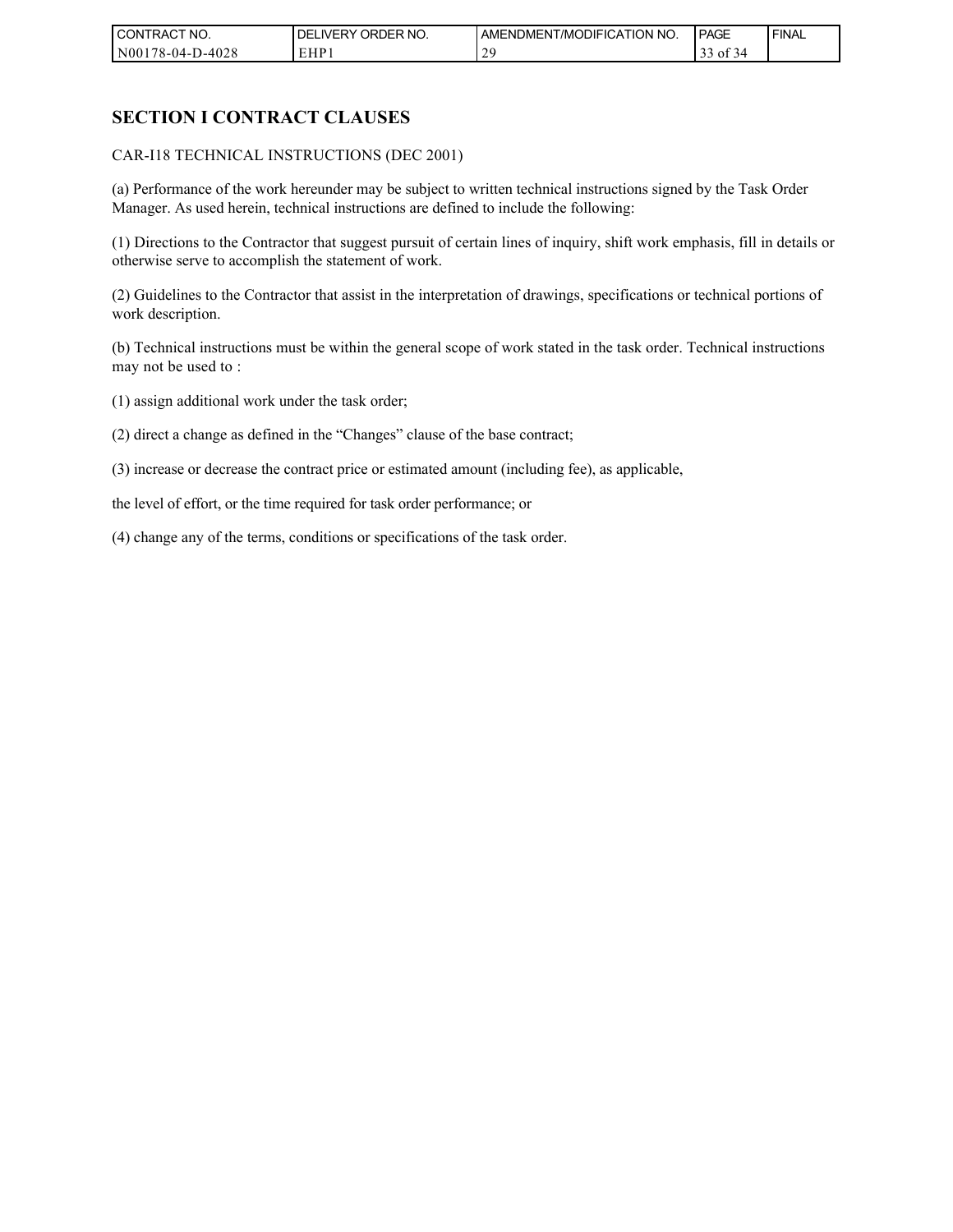## SECTION I CONTRACT CLAUSES

CAR-I18 TECHNICAL INSTRUCTIONS (DEC 2001)

(a) Performance of the work hereunder may be subject to written technical instructions signed by the Task Order Manager. As used herein, technical instructions are defined to include the following:

(1) Directions to the Contractor that suggest pursuit of certain lines of inquiry, shift work emphasis, fill in details or otherwise serve to accomplish the statement of work.

(2) Guidelines to the Contractor that assist in the interpretation of drawings, specifications or technical portions of work description.

(b) Technical instructions must be within the general scope of work stated in the task order. Technical instructions may not be used to :

(1) assign additional work under the task order;

(2) direct a change as defined in the "Changes" clause of the base contract;

(3) increase or decrease the contract price or estimated amount (including fee), as applicable,

the level of effort, or the time required for task order performance; or

(4) change any of the terms, conditions or specifications of the task order.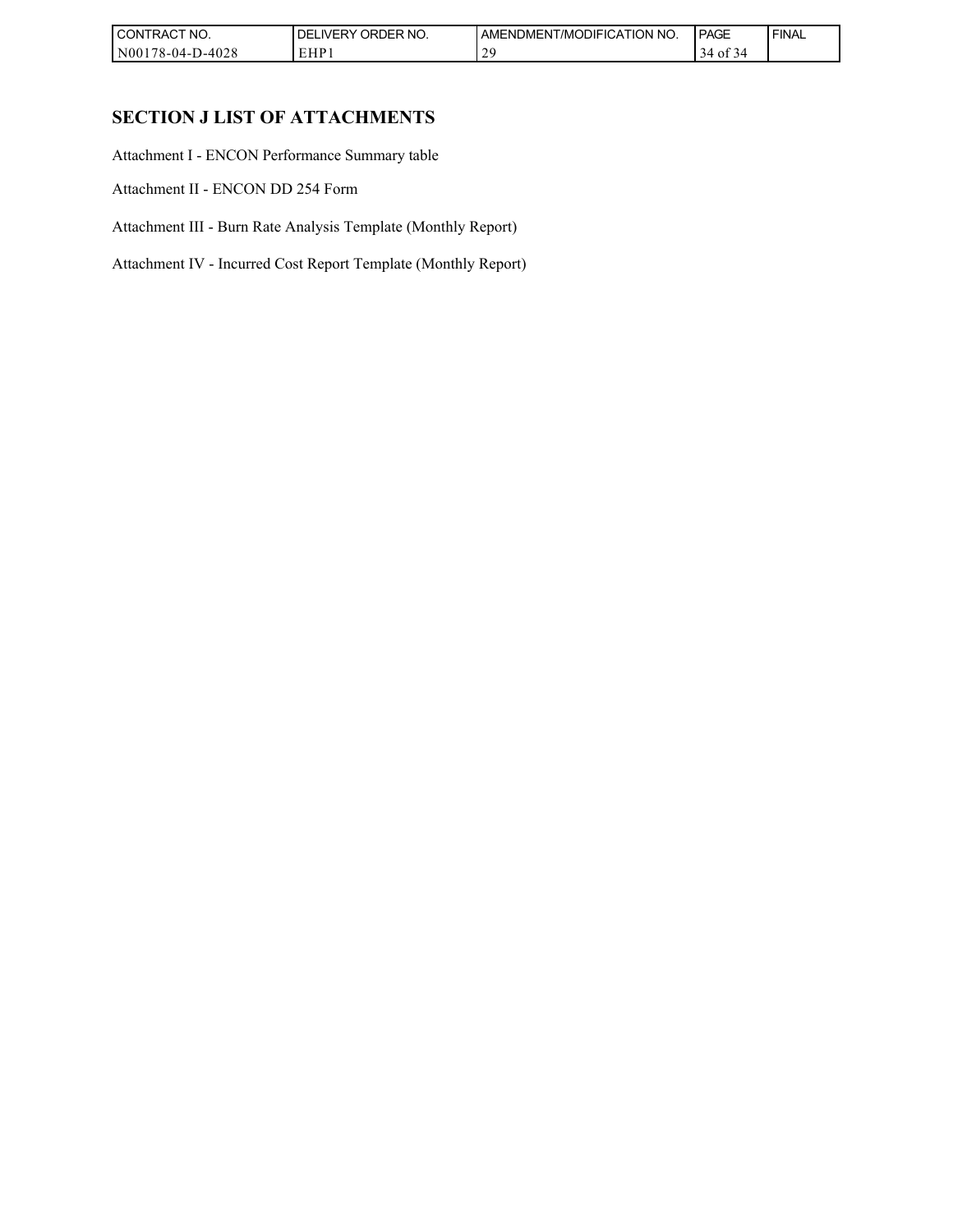## SECTION J LIST OF ATTACHMENTS

Attachment I - ENCON Performance Summary table

Attachment II - ENCON DD 254 Form

Attachment III - Burn Rate Analysis Template (Monthly Report)

Attachment IV - Incurred Cost Report Template (Monthly Report)